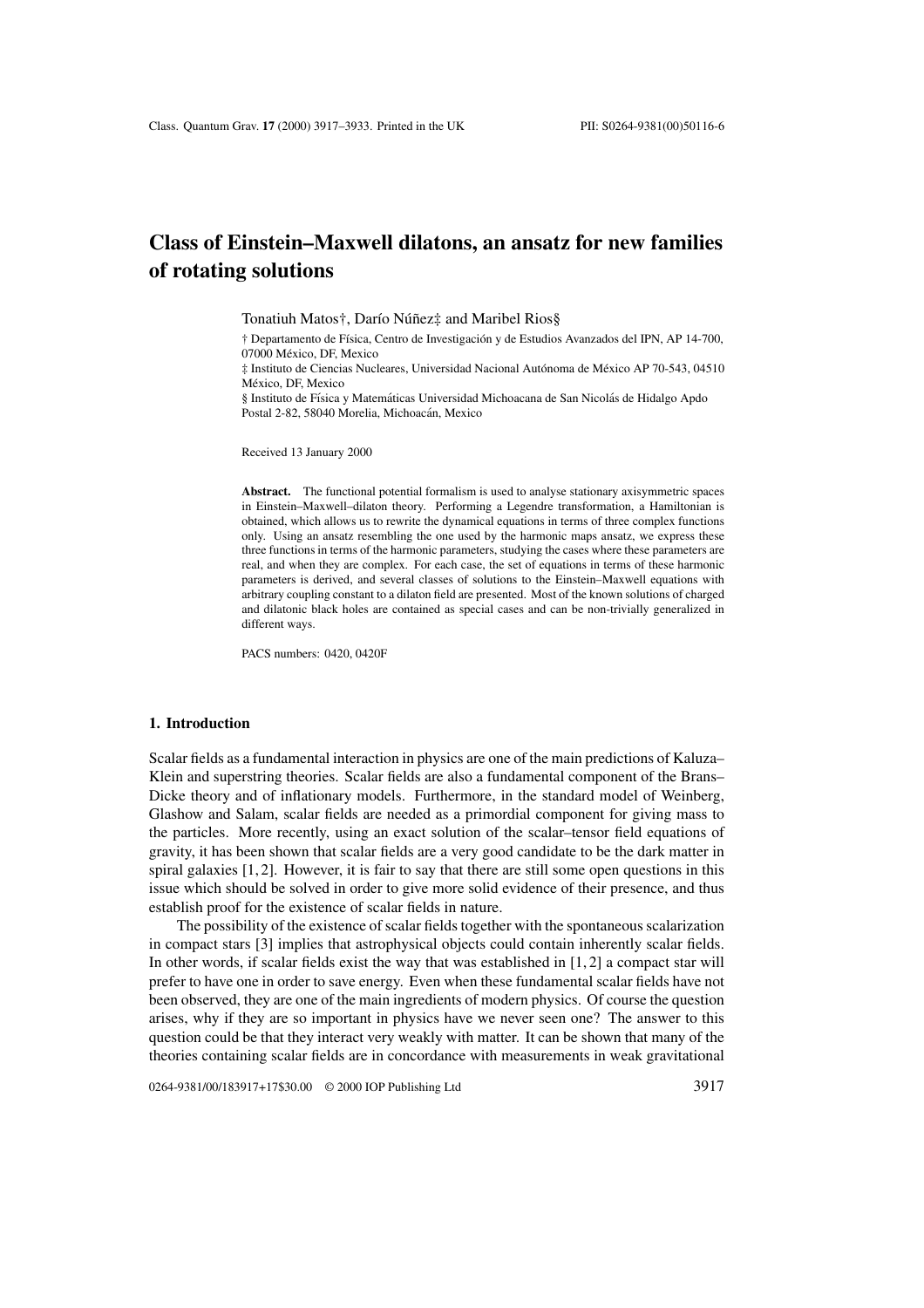# Class of Einstein–Maxwell dilatons, an ansatz for new families of rotating solutions

Tonatiuh Matos†, Darío Núñez‡ and Maribel Rios§

† Departamento de Física, Centro de Investigación y de Estudios Avanzados del IPN, AP 14-700, 07000 México, DF, Mexico

‡ Instituto de Ciencias Nucleares, Universidad Nacional Autónoma de México AP 70-543, 04510 México, DF, Mexico

§ Instituto de Física y Matemáticas Universidad Michoacana de San Nicolás de Hidalgo Apdo Postal 2-82, 58040 Morelia, Michoacán, Mexico

Received 13 January 2000

**Abstract.** The functional potential formalism is used to analyse stationary axisymmetric spaces in Einstein–Maxwell–dilaton theory. Performing a Legendre transformation, a Hamiltonian is obtained, which allows us to rewrite the dynamical equations in terms of three complex functions only. Using an ansatz resembling the one used by the harmonic maps ansatz, we express these three functions in terms of the harmonic parameters, studying the cases where these parameters are real, and when they are complex. For each case, the set of equations in terms of these harmonic parameters is derived, and several classes of solutions to the Einstein–Maxwell equations with arbitrary coupling constant to a dilaton field are presented. Most of the known solutions of charged and dilatonic black holes are contained as special cases and can be non-trivially generalized in different ways.

PACS numbers: 0420, 0420F

## 1. Introduction

Scalar fields as a fundamental interaction in physics are one of the main predictions of Kaluza–Klein and superstring theories. Scalar fields are also a fundamental component of the Brans–Dicke theory and of inflationary models. Furthermore, in the standard model of Weinberg, Glashow and Salam, scalar fields are needed as a primordial component for giving mass to the particles. More recently, using an exact solution of the scalar–tensor field equations of gravity, it has been shown that scalar fields are a very good candidate to be the dark matter in spiral galaxies [1, 2]. However, it is fair to say that there are still some open questions in this issue which should be solved in order to give more solid evidence of their presence, and thus establish proof for the existence of scalar fields in nature.

The possibility of the existence of scalar fields together with the spontaneous scalarization in compact stars [3] implies that astrophysical objects could contain inherently scalar fields. In other words, if scalar fields exist the way that was established in [1, 2] a compact star will prefer to have one in order to save energy. Even when these fundamental scalar fields have not been observed, they are one of the main ingredients of modern physics. Of course the question arises, why if they are so important in physics have we never seen one? The answer to this question could be that they interact very weakly with matter. It can be shown that many of the theories containing scalar fields are in concordance with measurements in weak gravitational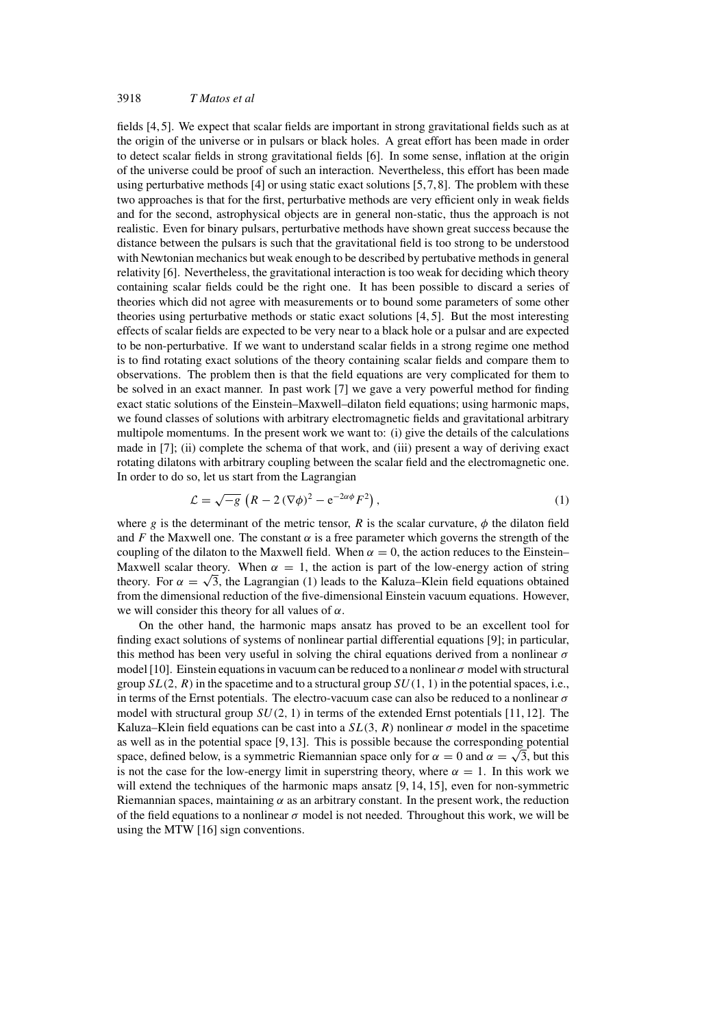fields [4, 5]. We expect that scalar fields are important in strong gravitational fields such as at the origin of the universe or in pulsars or black holes. A great effort has been made in order to detect scalar fields in strong gravitational fields [6]. In some sense, inflation at the origin of the universe could be proof of such an interaction. Nevertheless, this effort has been made using perturbative methods [4] or using static exact solutions [5, 7, 8]. The problem with these two approaches is that for the first, perturbative methods are very efficient only in weak fields and for the second, astrophysical objects are in general non-static, thus the approach is not realistic. Even for binary pulsars, perturbative methods have shown great success because the distance between the pulsars is such that the gravitational field is too strong to be understood with Newtonian mechanics but weak enough to be described by pertubative methods in general relativity [6]. Nevertheless, the gravitational interaction is too weak for deciding which theory containing scalar fields could be the right one. It has been possible to discard a series of theories which did not agree with measurements or to bound some parameters of some other theories using perturbative methods or static exact solutions [4, 5]. But the most interesting effects of scalar fields are expected to be very near to a black hole or a pulsar and are expected to be non-perturbative. If we want to understand scalar fields in a strong regime one method is to find rotating exact solutions of the theory containing scalar fields and compare them to observations. The problem then is that the field equations are very complicated for them to be solved in an exact manner. In past work [7] we gave a very powerful method for finding exact static solutions of the Einstein–Maxwell–dilaton field equations; using harmonic maps, we found classes of solutions with arbitrary electromagnetic fields and gravitational arbitrary multipole momentums. In the present work we want to: (i) give the details of the calculations made in [7]; (ii) complete the schema of that work, and (iii) present a way of deriving exact rotating dilatons with arbitrary coupling between the scalar field and the electromagnetic one. In order to do so, let us start from the Lagrangian

$$\mathcal{L} = \sqrt{-g}\,\left(R - 2\,(\nabla\phi)^2 - \mathrm{e}^{-2\alpha\phi}F^2\right), \tag{1}$$

where $g$ is the determinant of the metric tensor, $R$ is the scalar curvature, $\phi$ the dilaton field and $F$ the Maxwell one. The constant $\alpha$ is a free parameter which governs the strength of the coupling of the dilaton to the Maxwell field. When $\alpha = 0$, the action reduces to the Einstein–Maxwell scalar theory. When $\alpha = 1$, the action is part of the low-energy action of string theory. For $\alpha = \sqrt{3}$, the Lagrangian (1) leads to the Kaluza–Klein field equations obtained from the dimensional reduction of the five-dimensional Einstein vacuum equations. However, we will consider this theory for all values of $\alpha$.

On the other hand, the harmonic maps ansatz has proved to be an excellent tool for finding exact solutions of systems of nonlinear partial differential equations [9]; in particular, this method has been very useful in solving the chiral equations derived from a nonlinear $\sigma$ model [10]. Einstein equations in vacuum can be reduced to a nonlinear $\sigma$ model with structural group $SL(2, R)$ in the spacetime and to a structural group $SU(1, 1)$ in the potential spaces, i.e., in terms of the Ernst potentials. The electro-vacuum case can also be reduced to a nonlinear $\sigma$ model with structural group $SU(2, 1)$ in terms of the extended Ernst potentials [11, 12]. The Kaluza–Klein field equations can be cast into a $SL(3, R)$ nonlinear $\sigma$ model in the spacetime as well as in the potential space [9, 13]. This is possible because the corresponding potential space, defined below, is a symmetric Riemannian space only for $\alpha = 0$ and $\alpha = \sqrt{3}$, but this is not the case for the low-energy limit in superstring theory, where $\alpha = 1$. In this work we will extend the techniques of the harmonic maps ansatz [9, 14, 15], even for non-symmetric Riemannian spaces, maintaining $\alpha$ as an arbitrary constant. In the present work, the reduction of the field equations to a nonlinear $\sigma$ model is not needed. Throughout this work, we will be using the MTW [16] sign conventions.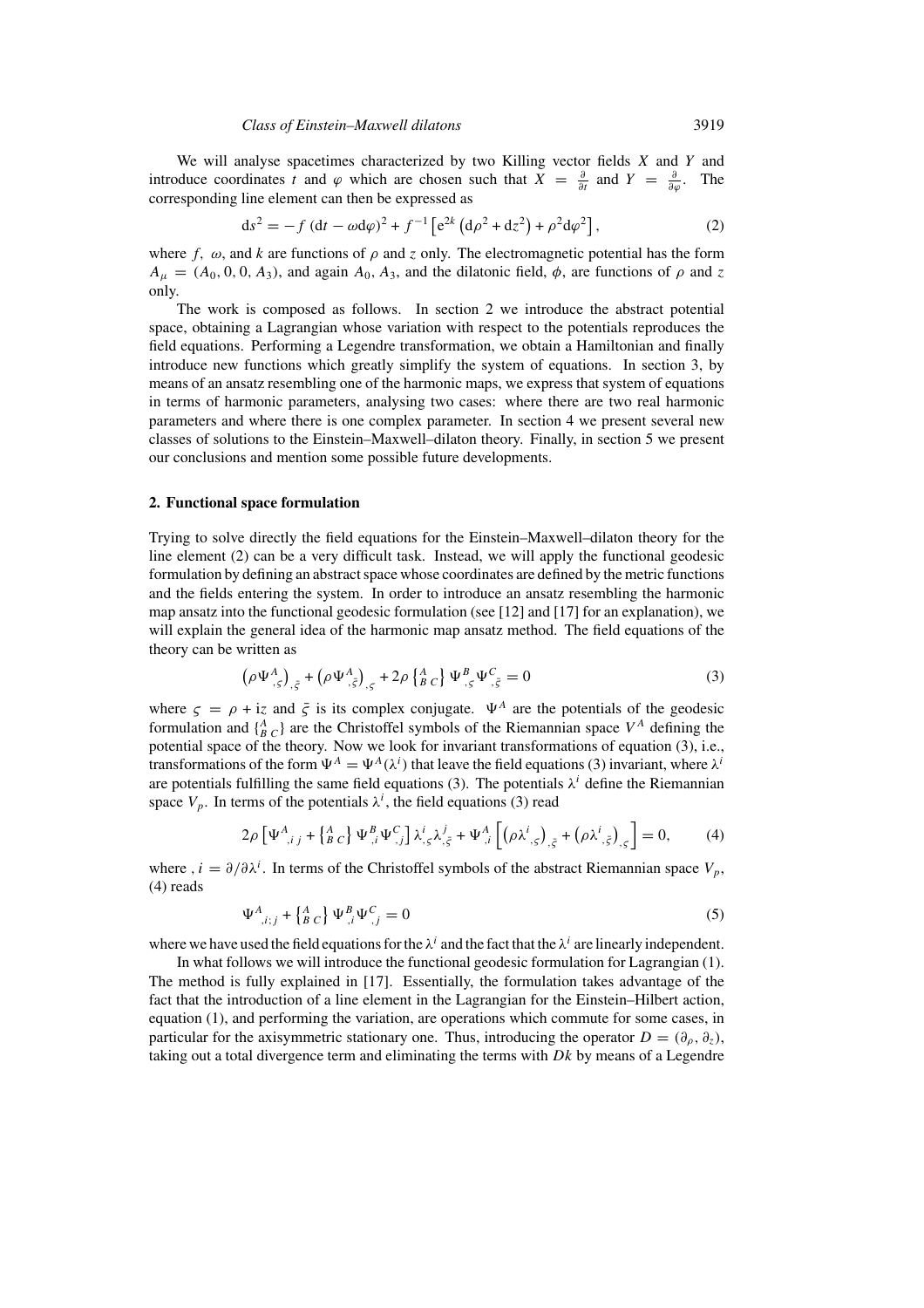We will analyse spacetimes characterized by two Killing vector fields $X$ and $Y$ and introduce coordinates $t$ and $\varphi$ which are chosen such that $X = \frac{\partial}{\partial t}$ and $Y = \frac{\partial}{\partial \varphi}$. The corresponding line element can then be expressed as

$$\mathrm{d}s^2 = -f\,(\mathrm{d}t - \omega \mathrm{d}\varphi)^2 + f^{-1}\left[\mathrm{e}^{2k}\left(\mathrm{d}\rho^2 + \mathrm{d}z^2\right) + \rho^2 \mathrm{d}\varphi^2\right], \tag{2}$$

where $f$, $\omega$, and $k$ are functions of $\rho$ and $z$ only. The electromagnetic potential has the form $A_\mu = (A_0, 0, 0, A_3)$, and again $A_0$, $A_3$, and the dilatonic field, $\phi$, are functions of $\rho$ and $z$ only.

The work is composed as follows. In section 2 we introduce the abstract potential space, obtaining a Lagrangian whose variation with respect to the potentials reproduces the field equations. Performing a Legendre transformation, we obtain a Hamiltonian and finally introduce new functions which greatly simplify the system of equations. In section 3, by means of an ansatz resembling one of the harmonic maps, we express that system of equations in terms of harmonic parameters, analysing two cases: where there are two real harmonic parameters and where there is one complex parameter. In section 4 we present several new classes of solutions to the Einstein–Maxwell–dilaton theory. Finally, in section 5 we present our conclusions and mention some possible future developments.

## 2. Functional space formulation

Trying to solve directly the field equations for the Einstein–Maxwell–dilaton theory for the line element (2) can be a very difficult task. Instead, we will apply the functional geodesic formulation by defining an abstract space whose coordinates are defined by the metric functions and the fields entering the system. In order to introduce an ansatz resembling the harmonic map ansatz into the functional geodesic formulation (see [12] and [17] for an explanation), we will explain the general idea of the harmonic map ansatz method. The field equations of the theory can be written as

$$\left(\rho \Psi^A{}_{,\varsigma}\right)_{,\bar{\varsigma}} + \left(\rho \Psi^A{}_{,\bar{\varsigma}}\right)_{,\varsigma} + 2\rho \left\{{}^{A}_{B\,C}\right\} \Psi^B{}_{,\varsigma} \Psi^C{}_{,\bar{\varsigma}} = 0 \tag{3}$$

where $\varsigma = \rho + \mathrm{i}z$ and $\bar{\varsigma}$ is its complex conjugate. $\Psi^A$ are the potentials of the geodesic formulation and $\left\{{}^{A}_{B\,C}\right\}$ are the Christoffel symbols of the Riemannian space $V^A$ defining the potential space of the theory. Now we look for invariant transformations of equation (3), i.e., transformations of the form $\Psi^A = \Psi^A(\lambda^i)$ that leave the field equations (3) invariant, where $\lambda^i$ are potentials fulfilling the same field equations (3). The potentials $\lambda^i$ define the Riemannian space $V_p$. In terms of the potentials $\lambda^i$, the field equations (3) read

$$2\rho\left[\Psi^A{}_{,i\,j} + \left\{{}^{A}_{B\,C}\right\} \Psi^B{}_{,i} \Psi^C{}_{,j}\right] \lambda^i{}_{,\varsigma} \lambda^j{}_{,\bar{\varsigma}} + \Psi^A{}_{,i}\left[\left(\rho \lambda^i{}_{,\varsigma}\right)_{,\bar{\varsigma}} + \left(\rho \lambda^i{}_{,\bar{\varsigma}}\right)_{,\varsigma}\right] = 0, \tag{4}$$

where $,i = \partial/\partial \lambda^i$. In terms of the Christoffel symbols of the abstract Riemannian space $V_p$, (4) reads

$$\Psi^A{}_{,i;j} + \left\{{}^{A}_{B\,C}\right\} \Psi^B{}_{,i} \Psi^C{}_{,j} = 0 \tag{5}$$

where we have used the field equations for the $\lambda^i$ and the fact that the $\lambda^i$ are linearly independent.

In what follows we will introduce the functional geodesic formulation for Lagrangian (1). The method is fully explained in [17]. Essentially, the formulation takes advantage of the fact that the introduction of a line element in the Lagrangian for the Einstein–Hilbert action, equation (1), and performing the variation, are operations which commute for some cases, in particular for the axisymmetric stationary one. Thus, introducing the operator $D = (\partial_\rho, \partial_z)$, taking out a total divergence term and eliminating the terms with $Dk$ by means of a Legendre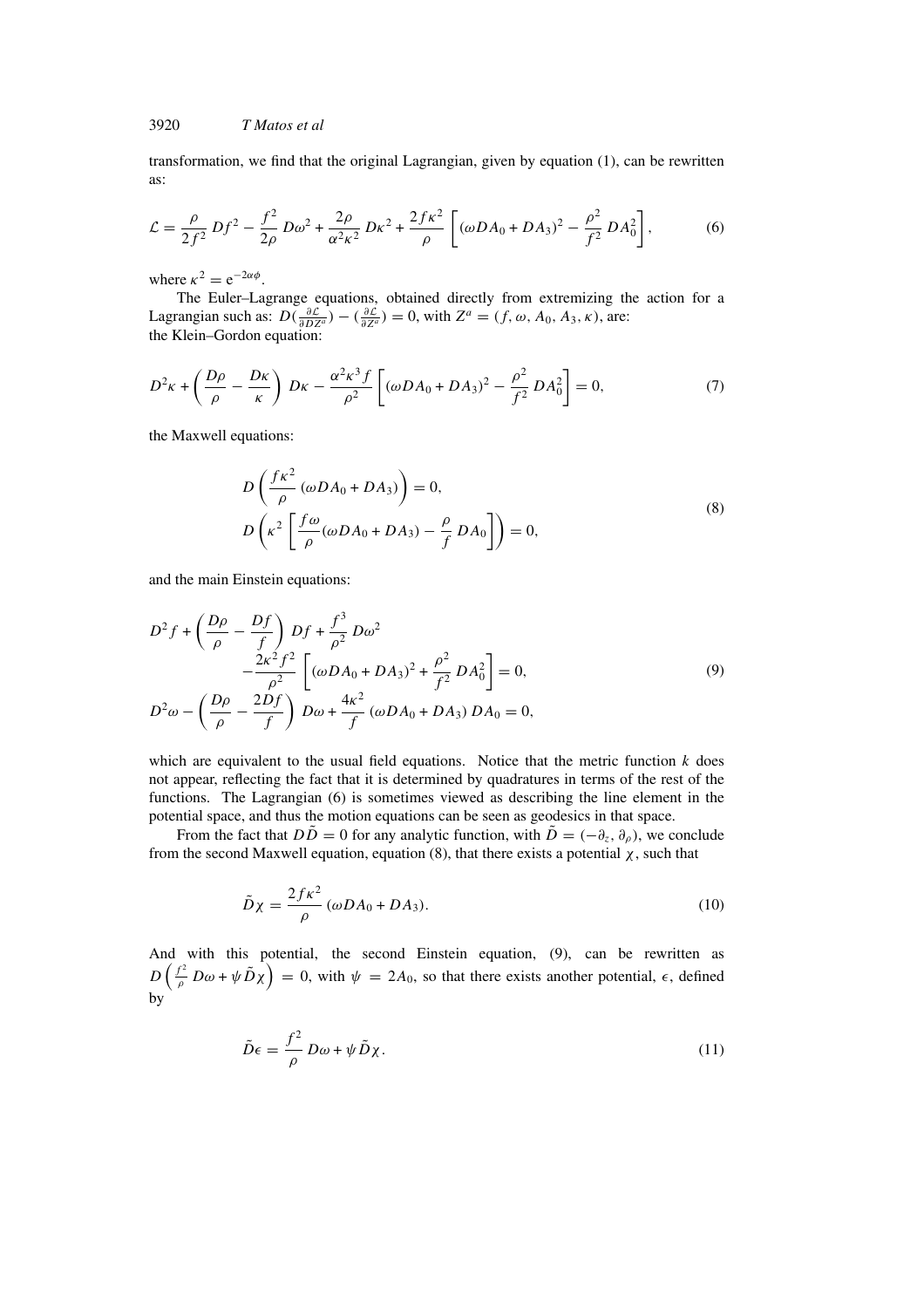transformation, we find that the original Lagrangian, given by equation (1), can be rewritten as:

$$\mathcal{L} = \frac{\rho}{2f^2}\, Df^2 - \frac{f^2}{2\rho}\, D\omega^2 + \frac{2\rho}{\alpha^2\kappa^2}\, D\kappa^2 + \frac{2f\kappa^2}{\rho}\left[(\omega DA_0 + DA_3)^2 - \frac{\rho^2}{f^2}\, DA_0^2\right], \tag{6}$$

where $\kappa^2 = \mathrm{e}^{-2\alpha\phi}$.

The Euler–Lagrange equations, obtained directly from extremizing the action for a Lagrangian such as: $D(\frac{\partial \mathcal{L}}{\partial DZ^a}) - (\frac{\partial \mathcal{L}}{\partial Z^a}) = 0$, with $Z^a = (f, \omega, A_0, A_3, \kappa)$, are: the Klein–Gordon equation:

$$D^2\kappa + \left(\frac{D\rho}{\rho} - \frac{D\kappa}{\kappa}\right) D\kappa - \frac{\alpha^2\kappa^3 f}{\rho^2}\left[(\omega DA_0 + DA_3)^2 - \frac{\rho^2}{f^2}\, DA_0^2\right] = 0, \tag{7}$$

the Maxwell equations:

$$\begin{aligned} &D\left(\frac{f\kappa^2}{\rho}\,(\omega DA_0 + DA_3)\right) = 0, \\ &D\left(\kappa^2\left[\frac{f\omega}{\rho}(\omega DA_0 + DA_3) - \frac{\rho}{f}\, DA_0\right]\right) = 0, \end{aligned} \tag{8}$$

and the main Einstein equations:

$$\begin{aligned} &D^2 f + \left(\frac{D\rho}{\rho} - \frac{Df}{f}\right) Df + \frac{f^3}{\rho^2}\, D\omega^2 \\ &\quad - \frac{2\kappa^2 f^2}{\rho^2}\left[(\omega DA_0 + DA_3)^2 + \frac{\rho^2}{f^2}\, DA_0^2\right] = 0, \\ &D^2\omega - \left(\frac{D\rho}{\rho} - \frac{2Df}{f}\right) D\omega + \frac{4\kappa^2}{f}\,(\omega DA_0 + DA_3)\, DA_0 = 0, \end{aligned} \tag{9}$$

which are equivalent to the usual field equations. Notice that the metric function $k$ does not appear, reflecting the fact that it is determined by quadratures in terms of the rest of the functions. The Lagrangian (6) is sometimes viewed as describing the line element in the potential space, and thus the motion equations can be seen as geodesics in that space.

From the fact that $D\tilde{D} = 0$ for any analytic function, with $\tilde{D} = (-\partial_z, \partial_\rho)$, we conclude from the second Maxwell equation, equation (8), that there exists a potential $\chi$, such that

$$\tilde{D}\chi = \frac{2f\kappa^2}{\rho}\,(\omega DA_0 + DA_3). \tag{10}$$

And with this potential, the second Einstein equation, (9), can be rewritten as $D\left(\frac{f^2}{\rho}\, D\omega + \psi\tilde{D}\chi\right) = 0$, with $\psi = 2A_0$, so that there exists another potential, $\epsilon$, defined by

$$\tilde{D}\epsilon = \frac{f^2}{\rho}\, D\omega + \psi\tilde{D}\chi. \tag{11}$$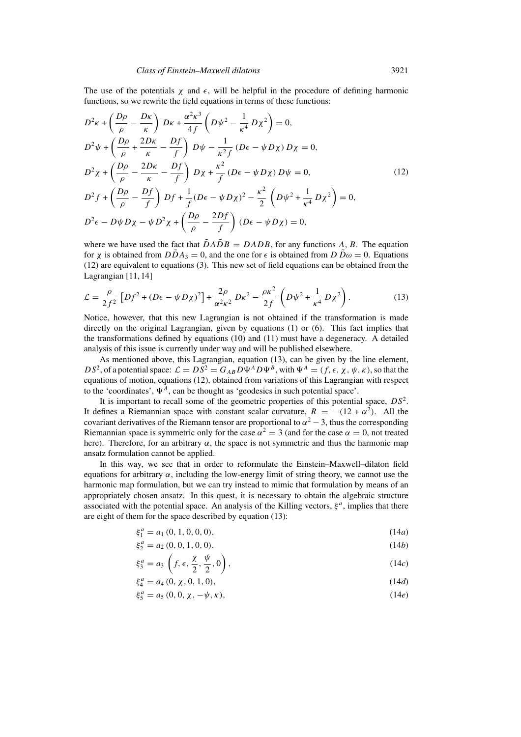The use of the potentials $\chi$ and $\epsilon$, will be helpful in the procedure of defining harmonic functions, so we rewrite the field equations in terms of these functions:

$$
\begin{aligned}
&D^2\kappa + \left(\frac{D\rho}{\rho} - \frac{D\kappa}{\kappa}\right) D\kappa + \frac{\alpha^2\kappa^3}{4f}\left(D\psi^2 - \frac{1}{\kappa^4}\, D\chi^2\right) = 0,\\
&D^2\psi + \left(\frac{D\rho}{\rho} + \frac{2D\kappa}{\kappa} - \frac{Df}{f}\right) D\psi - \frac{1}{\kappa^2 f}\,(D\epsilon - \psi D\chi)\, D\chi = 0,\\
&D^2\chi + \left(\frac{D\rho}{\rho} - \frac{2D\kappa}{\kappa} - \frac{Df}{f}\right) D\chi + \frac{\kappa^2}{f}\,(D\epsilon - \psi D\chi)\, D\psi = 0,\\
&D^2 f + \left(\frac{D\rho}{\rho} - \frac{Df}{f}\right) Df + \frac{1}{f}(D\epsilon - \psi D\chi)^2 - \frac{\kappa^2}{2}\left(D\psi^2 + \frac{1}{\kappa^4}\, D\chi^2\right) = 0,\\
&D^2\epsilon - D\psi D\chi - \psi D^2\chi + \left(\frac{D\rho}{\rho} - \frac{2Df}{f}\right)(D\epsilon - \psi D\chi) = 0,
\end{aligned}
\tag{12}
$$

where we have used the fact that $\tilde{D}A\tilde{D}B = DADB$, for any functions $A$, $B$. The equation for $\chi$ is obtained from $D\tilde{D}A_3 = 0$, and the one for $\epsilon$ is obtained from $D\,\tilde{D}\omega = 0$. Equations (12) are equivalent to equations (3). This new set of field equations can be obtained from the Lagrangian [11, 14]

$$
\mathcal{L} = \frac{\rho}{2f^2}\left[Df^2 + (D\epsilon - \psi D\chi)^2\right] + \frac{2\rho}{\alpha^2\kappa^2}\, D\kappa^2 - \frac{\rho\kappa^2}{2f}\left(D\psi^2 + \frac{1}{\kappa^4}\, D\chi^2\right). \tag{13}
$$

Notice, however, that this new Lagrangian is not obtained if the transformation is made directly on the original Lagrangian, given by equations (1) or (6). This fact implies that the transformations defined by equations (10) and (11) must have a degeneracy. A detailed analysis of this issue is currently under way and will be published elsewhere.

As mentioned above, this Lagrangian, equation (13), can be given by the line element, $DS^2$, of a potential space: $\mathcal{L} = DS^2 = G_{AB}D\Psi^A D\Psi^B$, with $\Psi^A = (f, \epsilon, \chi, \psi, \kappa)$, so that the equations of motion, equations (12), obtained from variations of this Lagrangian with respect to the 'coordinates', $\Psi^A$, can be thought as 'geodesics in such potential space'.

It is important to recall some of the geometric properties of this potential space, $DS^2$. It defines a Riemannian space with constant scalar curvature, $R = -(12 + \alpha^2)$. All the covariant derivatives of the Riemann tensor are proportional to $\alpha^2 - 3$, thus the corresponding Riemannian space is symmetric only for the case $\alpha^2 = 3$ (and for the case $\alpha = 0$, not treated here). Therefore, for an arbitrary $\alpha$, the space is not symmetric and thus the harmonic map ansatz formulation cannot be applied.

In this way, we see that in order to reformulate the Einstein–Maxwell–dilaton field equations for arbitrary $\alpha$, including the low-energy limit of string theory, we cannot use the harmonic map formulation, but we can try instead to mimic that formulation by means of an appropriately chosen ansatz. In this quest, it is necessary to obtain the algebraic structure associated with the potential space. An analysis of the Killing vectors, $\xi^a$, implies that there are eight of them for the space described by equation (13):

$$\xi_1^a = a_1\,(0, 1, 0, 0, 0), \tag{14a}$$

$$\xi_2^a = a_2\,(0, 0, 1, 0, 0), \tag{14b}$$

$$\xi_3^a = a_3\left(f, \epsilon, \frac{\chi}{2}, \frac{\psi}{2}, 0\right), \tag{14c}$$

$$\xi_4^a = a_4\,(0, \chi, 0, 1, 0), \tag{14d}$$

$$\xi_5^a = a_5\,(0, 0, \chi, -\psi, \kappa), \tag{14e}$$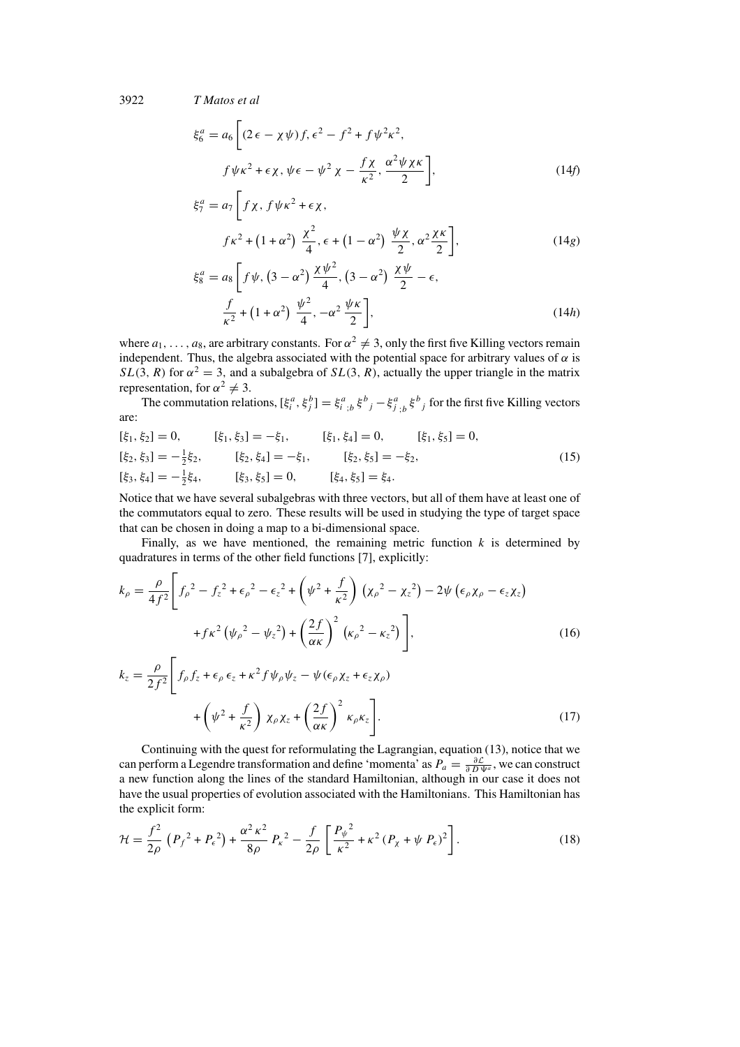$$
\xi_6^a = a_6\left[(2\epsilon - \chi\psi) f, \epsilon^2 - f^2 + f\psi^2\kappa^2,\right.
$$

$$
\left. f\psi\kappa^2 + \epsilon\chi, \psi\epsilon - \psi^2\chi - \frac{f\chi}{\kappa^2}, \frac{\alpha^2\psi\chi\kappa}{2}\right], \tag{14f}
$$

$$
\xi_7^a = a_7\left[f\chi, f\psi\kappa^2 + \epsilon\chi,\right.
$$

$$
\left. f\kappa^2 + \left(1+\alpha^2\right)\frac{\chi^2}{4}, \epsilon + \left(1-\alpha^2\right)\frac{\psi\chi}{2}, \alpha^2\frac{\chi\kappa}{2}\right], \tag{14g}
$$

$$
\xi_8^a = a_8\left[f\psi, \left(3-\alpha^2\right)\frac{\chi\psi^2}{4}, \left(3-\alpha^2\right)\frac{\chi\psi}{2} - \epsilon,\right.
$$

$$
\left. \frac{f}{\kappa^2} + \left(1+\alpha^2\right)\frac{\psi^2}{4}, -\alpha^2\frac{\psi\kappa}{2}\right], \tag{14h}
$$

where $a_1, \ldots, a_8$, are arbitrary constants. For $\alpha^2 \neq 3$, only the first five Killing vectors remain independent. Thus, the algebra associated with the potential space for arbitrary values of $\alpha$ is $SL(3, R)$ for $\alpha^2 = 3$, and a subalgebra of $SL(3, R)$, actually the upper triangle in the matrix representation, for $\alpha^2 \neq 3$.

The commutation relations, $[\xi_i^a, \xi_j^b] = \xi^a_{i\ ;b}\,\xi^b{}_j - \xi^a_{j\ ;b}\,\xi^b{}_j$ for the first five Killing vectors are:

$$
\begin{array}{llll}
[\xi_1, \xi_2] = 0, & [\xi_1, \xi_3] = -\xi_1, & [\xi_1, \xi_4] = 0, & [\xi_1, \xi_5] = 0, \\
[\xi_2, \xi_3] = -\frac{1}{2}\xi_2, & [\xi_2, \xi_4] = -\xi_1, & [\xi_2, \xi_5] = -\xi_2, & \\
[\xi_3, \xi_4] = -\frac{1}{2}\xi_4, & [\xi_3, \xi_5] = 0, & [\xi_4, \xi_5] = \xi_4. &
\end{array} \tag{15}
$$

Notice that we have several subalgebras with three vectors, but all of them have at least one of the commutators equal to zero. These results will be used in studying the type of target space that can be chosen in doing a map to a bi-dimensional space.

Finally, as we have mentioned, the remaining metric function $k$ is determined by quadratures in terms of the other field functions [7], explicitly:

$$
k_\rho = \frac{\rho}{4f^2}\left[{f_\rho}^2 - {f_z}^2 + {\epsilon_\rho}^2 - {\epsilon_z}^2 + \left(\psi^2 + \frac{f}{\kappa^2}\right)\left({\chi_\rho}^2 - {\chi_z}^2\right) - 2\psi\left(\epsilon_\rho\chi_\rho - \epsilon_z\chi_z\right)\right.
$$

$$
\left. + f\kappa^2\left({\psi_\rho}^2 - {\psi_z}^2\right) + \left(\frac{2f}{\alpha\kappa}\right)^2\left({\kappa_\rho}^2 - {\kappa_z}^2\right)\right], \tag{16}
$$

$$
k_z = \frac{\rho}{2f^2}\left[f_\rho f_z + \epsilon_\rho\epsilon_z + \kappa^2 f\psi_\rho\psi_z - \psi(\epsilon_\rho\chi_z + \epsilon_z\chi_\rho)\right.
$$

$$
\left. + \left(\psi^2 + \frac{f}{\kappa^2}\right)\chi_\rho\chi_z + \left(\frac{2f}{\alpha\kappa}\right)^2\kappa_\rho\kappa_z\right]. \tag{17}
$$

Continuing with the quest for reformulating the Lagrangian, equation (13), notice that we can perform a Legendre transformation and define 'momenta' as $P_a = \frac{\partial\mathcal{L}}{\partial D\Psi^a}$, we can construct a new function along the lines of the standard Hamiltonian, although in our case it does not have the usual properties of evolution associated with the Hamiltonians. This Hamiltonian has the explicit form:

$$
\mathcal{H} = \frac{f^2}{2\rho}\left({P_f}^2 + {P_\epsilon}^2\right) + \frac{\alpha^2\kappa^2}{8\rho}{P_\kappa}^2 - \frac{f}{2\rho}\left[\frac{{P_\psi}^2}{\kappa^2} + \kappa^2\left(P_\chi + \psi P_\epsilon\right)^2\right]. \tag{18}
$$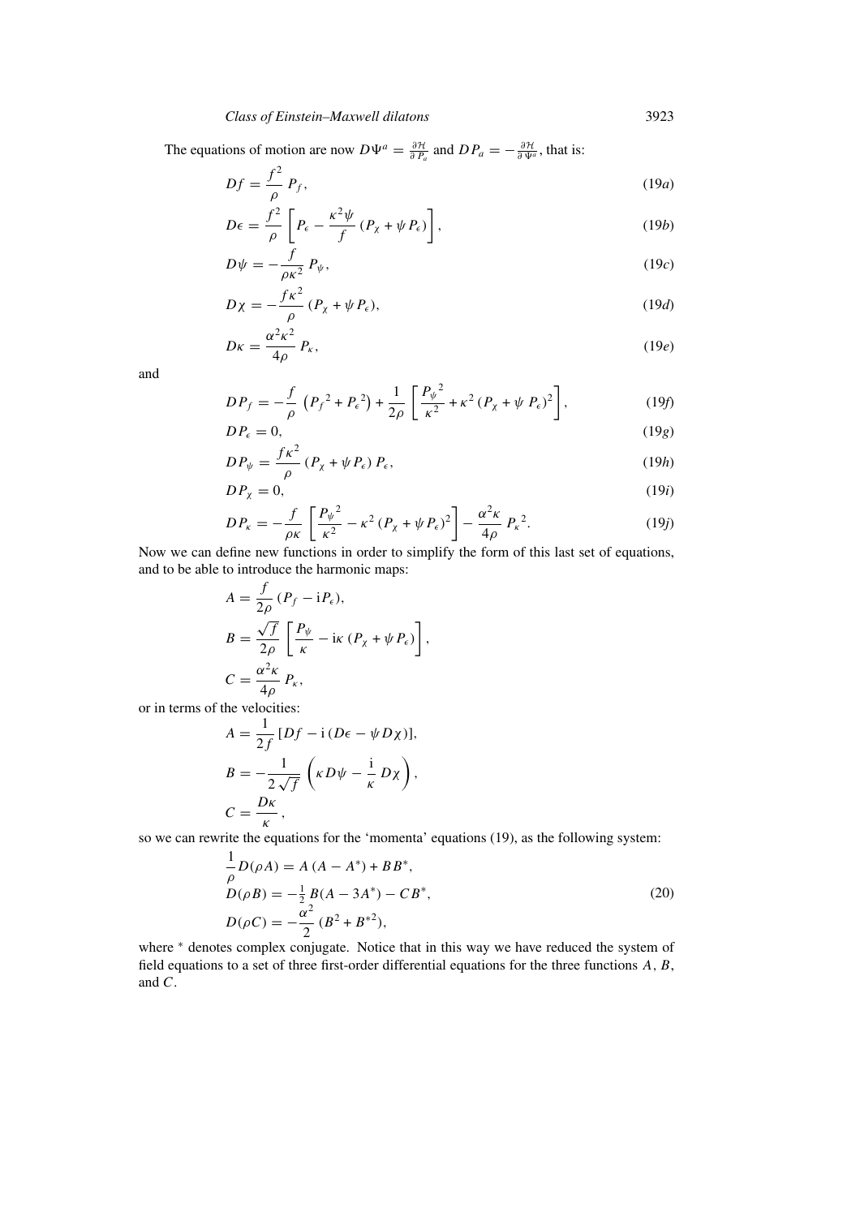The equations of motion are now $D\Psi^a = \frac{\partial \mathcal{H}}{\partial P_a}$ and $DP_a = -\frac{\partial \mathcal{H}}{\partial \Psi^a}$, that is:

$$Df = \frac{f^2}{\rho}\, P_f, \tag{19a}$$

$$D\epsilon = \frac{f^2}{\rho}\left[P_\epsilon - \frac{\kappa^2 \psi}{f}\,(P_\chi + \psi P_\epsilon)\right], \tag{19b}$$

$$D\psi = -\frac{f}{\rho\kappa^2}\, P_\psi, \tag{19c}$$

$$D\chi = -\frac{f\kappa^2}{\rho}\,(P_\chi + \psi P_\epsilon), \tag{19d}$$

$$D\kappa = \frac{\alpha^2\kappa^2}{4\rho}\, P_\kappa, \tag{19e}$$

and

$$DP_f = -\frac{f}{\rho}\left({P_f}^2 + {P_\epsilon}^2\right) + \frac{1}{2\rho}\left[\frac{{P_\psi}^2}{\kappa^2} + \kappa^2\,(P_\chi + \psi\, P_\epsilon)^2\right], \tag{19f}$$

$$DP_\epsilon = 0, \tag{19g}$$

$$DP_\psi = \frac{f\kappa^2}{\rho}\,(P_\chi + \psi P_\epsilon)\, P_\epsilon, \tag{19h}$$

$$DP_\chi = 0, \tag{19i}$$

$$DP_\kappa = -\frac{f}{\rho\kappa}\left[\frac{{P_\psi}^2}{\kappa^2} - \kappa^2\,(P_\chi + \psi P_\epsilon)^2\right] - \frac{\alpha^2\kappa}{4\rho}\,{P_\kappa}^2. \tag{19j}$$

Now we can define new functions in order to simplify the form of this last set of equations, and to be able to introduce the harmonic maps:

$$A = \frac{f}{2\rho}\,(P_f - \mathrm{i}P_\epsilon),$$

$$B = \frac{\sqrt{f}}{2\rho}\left[\frac{P_\psi}{\kappa} - \mathrm{i}\kappa\,(P_\chi + \psi P_\epsilon)\right],$$

$$C = \frac{\alpha^2\kappa}{4\rho}\, P_\kappa,$$

or in terms of the velocities:

$$A = \frac{1}{2f}\,[Df - \mathrm{i}\,(D\epsilon - \psi D\chi)],$$

$$B = -\frac{1}{2\sqrt{f}}\left(\kappa D\psi - \frac{\mathrm{i}}{\kappa}\, D\chi\right),$$

$$C = \frac{D\kappa}{\kappa},$$

so we can rewrite the equations for the 'momenta' equations (19), as the following system:

$$\begin{aligned}
&\frac{1}{\rho}D(\rho A) = A\,(A - A^*) + BB^*,\\
&D(\rho B) = -\tfrac{1}{2}\, B(A - 3A^*) - CB^*,\\
&D(\rho C) = -\frac{\alpha^2}{2}\,(B^2 + B^{*2}),
\end{aligned} \tag{20}$$

where $^*$ denotes complex conjugate. Notice that in this way we have reduced the system of field equations to a set of three first-order differential equations for the three functions $A$, $B$, and $C$.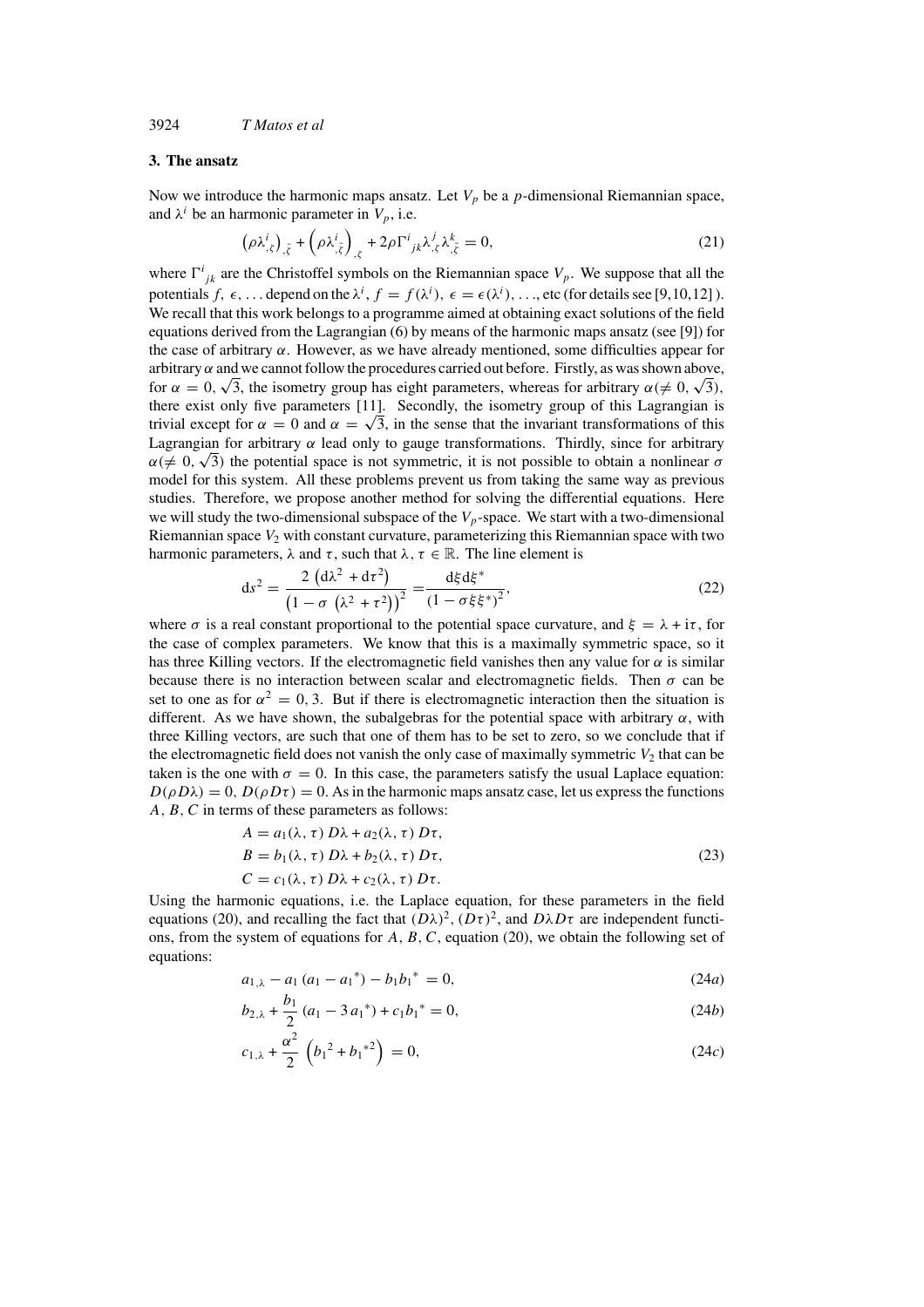### 3. The ansatz

Now we introduce the harmonic maps ansatz. Let $V_p$ be a $p$-dimensional Riemannian space, and $\lambda^i$ be an harmonic parameter in $V_p$, i.e.

$$\left(\rho\lambda^i_{,\zeta}\right)_{,\bar{\zeta}} + \left(\rho\lambda^i_{,\bar{\zeta}}\right)_{,\zeta} + 2\rho\Gamma^i{}_{jk}\lambda^j_{,\zeta}\lambda^k_{,\bar{\zeta}} = 0, \tag{21}$$

where $\Gamma^i{}_{jk}$ are the Christoffel symbols on the Riemannian space $V_p$. We suppose that all the potentials $f$, $\epsilon, \ldots$ depend on the $\lambda^i$, $f = f(\lambda^i)$, $\epsilon = \epsilon(\lambda^i), \ldots$, etc (for details see [9,10,12] ). We recall that this work belongs to a programme aimed at obtaining exact solutions of the field equations derived from the Lagrangian (6) by means of the harmonic maps ansatz (see [9]) for the case of arbitrary $\alpha$. However, as we have already mentioned, some difficulties appear for arbitrary $\alpha$ and we cannot follow the procedures carried out before. Firstly, as was shown above, for $\alpha = 0, \sqrt{3}$, the isometry group has eight parameters, whereas for arbitrary $\alpha(\neq 0, \sqrt{3})$, there exist only five parameters [11]. Secondly, the isometry group of this Lagrangian is trivial except for $\alpha = 0$ and $\alpha = \sqrt{3}$, in the sense that the invariant transformations of this Lagrangian for arbitrary $\alpha$ lead only to gauge transformations. Thirdly, since for arbitrary $\alpha(\neq 0, \sqrt{3})$ the potential space is not symmetric, it is not possible to obtain a nonlinear $\sigma$ model for this system. All these problems prevent us from taking the same way as previous studies. Therefore, we propose another method for solving the differential equations. Here we will study the two-dimensional subspace of the $V_p$-space. We start with a two-dimensional Riemannian space $V_2$ with constant curvature, parameterizing this Riemannian space with two harmonic parameters, $\lambda$ and $\tau$, such that $\lambda, \tau \in \mathbb{R}$. The line element is

$$\mathrm{d}s^2 = \frac{2\left(\mathrm{d}\lambda^2 + \mathrm{d}\tau^2\right)}{\left(1 - \sigma\left(\lambda^2 + \tau^2\right)\right)^2} = \frac{\mathrm{d}\xi\,\mathrm{d}\xi^*}{(1 - \sigma\xi\xi^*)^2}, \tag{22}$$

where $\sigma$ is a real constant proportional to the potential space curvature, and $\xi = \lambda + \mathrm{i}\tau$, for the case of complex parameters. We know that this is a maximally symmetric space, so it has three Killing vectors. If the electromagnetic field vanishes then any value for $\alpha$ is similar because there is no interaction between scalar and electromagnetic fields. Then $\sigma$ can be set to one as for $\alpha^2 = 0, 3$. But if there is electromagnetic interaction then the situation is different. As we have shown, the subalgebras for the potential space with arbitrary $\alpha$, with three Killing vectors, are such that one of them has to be set to zero, so we conclude that if the electromagnetic field does not vanish the only case of maximally symmetric $V_2$ that can be taken is the one with $\sigma = 0$. In this case, the parameters satisfy the usual Laplace equation: $D(\rho D\lambda) = 0$, $D(\rho D\tau) = 0$. As in the harmonic maps ansatz case, let us express the functions $A$, $B$, $C$ in terms of these parameters as follows:

$$\begin{aligned}
A &= a_1(\lambda, \tau)\, D\lambda + a_2(\lambda, \tau)\, D\tau, \\
B &= b_1(\lambda, \tau)\, D\lambda + b_2(\lambda, \tau)\, D\tau, \\
C &= c_1(\lambda, \tau)\, D\lambda + c_2(\lambda, \tau)\, D\tau.
\end{aligned} \tag{23}$$

Using the harmonic equations, i.e. the Laplace equation, for these parameters in the field equations (20), and recalling the fact that $(D\lambda)^2$, $(D\tau)^2$, and $D\lambda D\tau$ are independent functions, from the system of equations for $A$, $B$, $C$, equation (20), we obtain the following set of equations:

$$a_{1,\lambda} - a_1\,(a_1 - a_1{}^*) - b_1 b_1{}^* = 0, \tag{24a}$$

$$b_{2,\lambda} + \frac{b_1}{2}\,(a_1 - 3\,a_1{}^*) + c_1 b_1{}^* = 0, \tag{24b}$$

$$c_{1,\lambda} + \frac{\alpha^2}{2}\,\left(b_1{}^2 + b_1{}^{*2}\right) = 0, \tag{24c}$$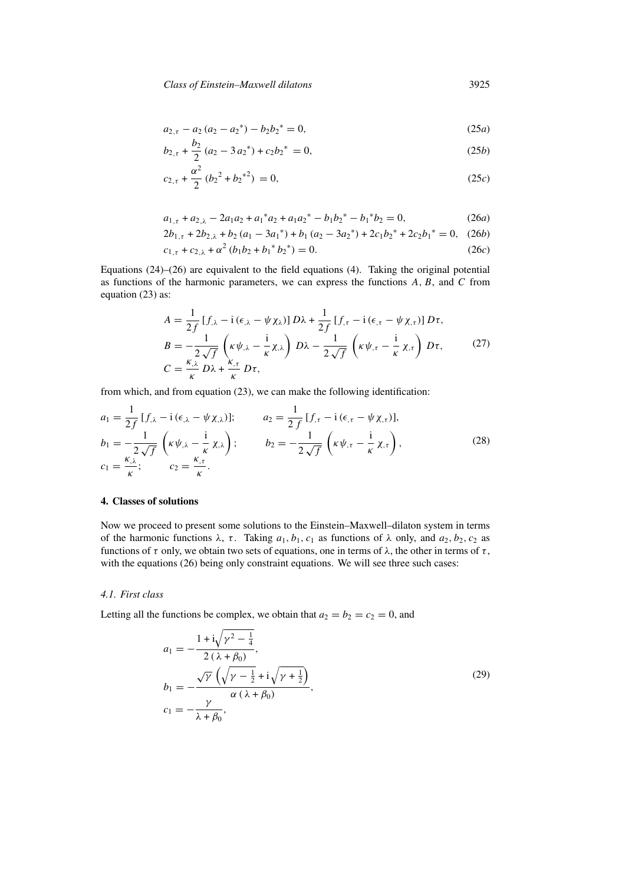$$a_{2,\tau} - a_2\,(a_2 - a_2{}^*) - b_2 b_2{}^* = 0, \tag{25a}$$

$$b_{2,\tau} + \frac{b_2}{2}\,(a_2 - 3\,a_2{}^*) + c_2 b_2{}^* = 0, \tag{25b}$$

$$c_{2,\tau} + \frac{\alpha^2}{2}\,(b_2{}^2 + b_2{}^{*2}) = 0, \tag{25c}$$

$$a_{1,\tau} + a_{2,\lambda} - 2a_1 a_2 + a_1{}^* a_2 + a_1 a_2{}^* - b_1 b_2{}^* - b_1{}^* b_2 = 0, \tag{26a}$$

$$2b_{1,\tau} + 2b_{2,\lambda} + b_2\,(a_1 - 3a_1{}^*) + b_1\,(a_2 - 3a_2{}^*) + 2c_1 b_2{}^* + 2c_2 b_1{}^* = 0, \tag{26b}$$

$$c_{1,\tau} + c_{2,\lambda} + \alpha^2\,(b_1 b_2 + b_1{}^* \, b_2{}^*) = 0. \tag{26c}$$

Equations (24)–(26) are equivalent to the field equations (4). Taking the original potential as functions of the harmonic parameters, we can express the functions $A$, $B$, and $C$ from equation (23) as:

$$
\begin{aligned}
A &= \frac{1}{2f}\,[f_{,\lambda} - \mathrm{i}\,(\epsilon_{,\lambda} - \psi\,\chi_{\lambda})]\,D\lambda + \frac{1}{2f}\,[f_{,\tau} - \mathrm{i}\,(\epsilon_{,\tau} - \psi\,\chi_{,\tau})]\,D\tau, \\
B &= -\frac{1}{2\sqrt{f}}\left(\kappa\,\psi_{,\lambda} - \frac{\mathrm{i}}{\kappa}\,\chi_{,\lambda}\right)D\lambda - \frac{1}{2\sqrt{f}}\left(\kappa\,\psi_{,\tau} - \frac{\mathrm{i}}{\kappa}\,\chi_{,\tau}\right)D\tau, \\
C &= \frac{\kappa_{,\lambda}}{\kappa}\,D\lambda + \frac{\kappa_{,\tau}}{\kappa}\,D\tau,
\end{aligned} \tag{27}
$$

from which, and from equation (23), we can make the following identification:

$$
\begin{aligned}
a_1 &= \frac{1}{2f}\,[f_{,\lambda} - \mathrm{i}\,(\epsilon_{,\lambda} - \psi\,\chi_{,\lambda})]; \qquad & a_2 &= \frac{1}{2\,f}\,[f_{,\tau} - \mathrm{i}\,(\epsilon_{,\tau} - \psi\,\chi_{,\tau})], \\
b_1 &= -\frac{1}{2\sqrt{f}}\left(\kappa\,\psi_{,\lambda} - \frac{\mathrm{i}}{\kappa}\,\chi_{,\lambda}\right); \qquad & b_2 &= -\frac{1}{2\sqrt{f}}\left(\kappa\,\psi_{,\tau} - \frac{\mathrm{i}}{\kappa}\,\chi_{,\tau}\right), \\
c_1 &= \frac{\kappa_{,\lambda}}{\kappa}; \qquad c_2 = \frac{\kappa_{,\tau}}{\kappa}.
\end{aligned} \tag{28}
$$

## 4. Classes of solutions

Now we proceed to present some solutions to the Einstein–Maxwell–dilaton system in terms of the harmonic functions $\lambda$, $\tau$. Taking $a_1, b_1, c_1$ as functions of $\lambda$ only, and $a_2, b_2, c_2$ as functions of $\tau$ only, we obtain two sets of equations, one in terms of $\lambda$, the other in terms of $\tau$, with the equations (26) being only constraint equations. We will see three such cases:

### *4.1. First class*

Letting all the functions be complex, we obtain that $a_2 = b_2 = c_2 = 0$, and

$$
\begin{aligned}
a_1 &= -\frac{1 + \mathrm{i}\sqrt{\gamma^2 - \frac{1}{4}}}{2\,(\lambda + \beta_0)}, \\
b_1 &= -\frac{\sqrt{\gamma}\,\left(\sqrt{\gamma - \frac{1}{2}} + \mathrm{i}\sqrt{\gamma + \frac{1}{2}}\right)}{\alpha\,(\lambda + \beta_0)}, \\
c_1 &= -\frac{\gamma}{\lambda + \beta_0},
\end{aligned} \tag{29}
$$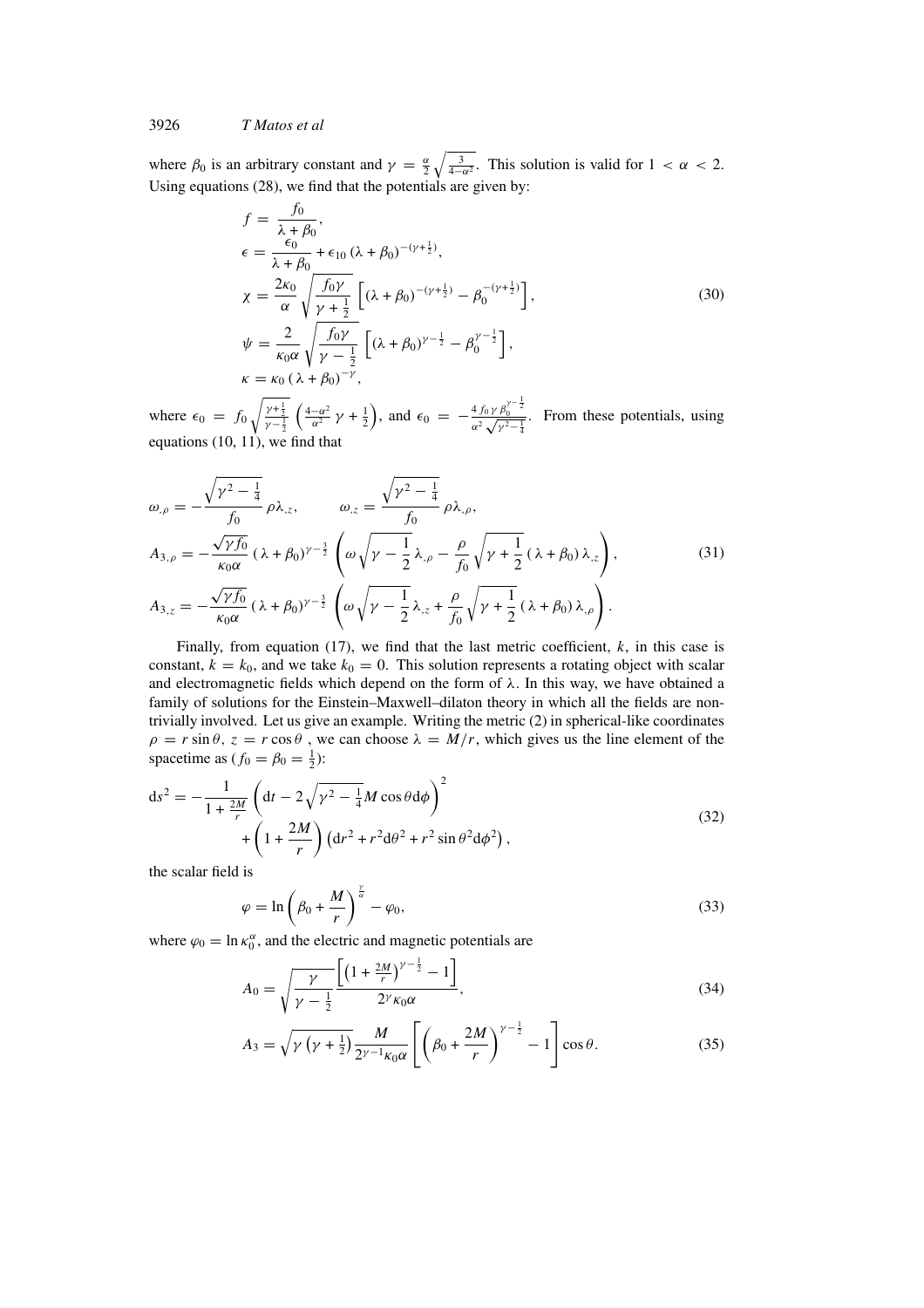where $\beta_0$ is an arbitrary constant and $\gamma = \frac{\alpha}{2}\sqrt{\frac{3}{4-\alpha^2}}$. This solution is valid for $1 < \alpha < 2$. Using equations (28), we find that the potentials are given by:

$$
\begin{aligned}
f &= \frac{f_0}{\lambda + \beta_0}, \\
\epsilon &= \frac{\epsilon_0}{\lambda + \beta_0} + \epsilon_{10}\,(\lambda + \beta_0)^{-(\gamma + \frac{1}{2})}, \\
\chi &= \frac{2\kappa_0}{\alpha}\sqrt{\frac{f_0 \gamma}{\gamma + \frac{1}{2}}}\left[(\lambda + \beta_0)^{-(\gamma + \frac{1}{2})} - \beta_0^{-(\gamma + \frac{1}{2})}\right], \\
\psi &= \frac{2}{\kappa_0 \alpha}\sqrt{\frac{f_0 \gamma}{\gamma - \frac{1}{2}}}\left[(\lambda + \beta_0)^{\gamma - \frac{1}{2}} - \beta_0^{\gamma - \frac{1}{2}}\right], \\
\kappa &= \kappa_0\,(\lambda + \beta_0)^{-\gamma},
\end{aligned}
\tag{30}
$$

where $\epsilon_0 = f_0\sqrt{\frac{\gamma+\frac{1}{2}}{\gamma-\frac{1}{2}}}\left(\frac{4-\alpha^2}{\alpha^2}\,\gamma + \frac{1}{2}\right)$, and $\epsilon_0 = -\frac{4\, f_0\, \gamma\, \beta_0^{\gamma-\frac{1}{2}}}{\alpha^2\sqrt{\gamma^2-\frac{1}{4}}}$. From these potentials, using equations (10, 11), we find that

$$
\begin{aligned}
\omega_{,\rho} &= -\frac{\sqrt{\gamma^2 - \frac{1}{4}}}{f_0}\,\rho\lambda_{,z}, \qquad \omega_{,z} = \frac{\sqrt{\gamma^2 - \frac{1}{4}}}{f_0}\,\rho\lambda_{,\rho}, \\
A_{3,\rho} &= -\frac{\sqrt{\gamma f_0}}{\kappa_0 \alpha}\,(\lambda + \beta_0)^{\gamma - \frac{3}{2}}\left(\omega\sqrt{\gamma - \frac{1}{2}}\,\lambda_{,\rho} - \frac{\rho}{f_0}\sqrt{\gamma + \frac{1}{2}}\,(\lambda + \beta_0)\,\lambda_{,z}\right), \\
A_{3,z} &= -\frac{\sqrt{\gamma f_0}}{\kappa_0 \alpha}\,(\lambda + \beta_0)^{\gamma - \frac{3}{2}}\left(\omega\sqrt{\gamma - \frac{1}{2}}\,\lambda_{,z} + \frac{\rho}{f_0}\sqrt{\gamma + \frac{1}{2}}\,(\lambda + \beta_0)\,\lambda_{,\rho}\right).
\end{aligned}
\tag{31}
$$

Finally, from equation (17), we find that the last metric coefficient, $k$, in this case is constant, $k = k_0$, and we take $k_0 = 0$. This solution represents a rotating object with scalar and electromagnetic fields which depend on the form of $\lambda$. In this way, we have obtained a family of solutions for the Einstein–Maxwell–dilaton theory in which all the fields are non-trivially involved. Let us give an example. Writing the metric (2) in spherical-like coordinates $\rho = r\sin\theta$, $z = r\cos\theta$ , we can choose $\lambda = M/r$, which gives us the line element of the spacetime as ($f_0 = \beta_0 = \frac{1}{2}$):

$$
\begin{aligned}
\mathrm{d}s^2 = &-\frac{1}{1 + \frac{2M}{r}}\left(\mathrm{d}t - 2\sqrt{\gamma^2 - \tfrac{1}{4}}M\cos\theta\,\mathrm{d}\phi\right)^2 \\
&+ \left(1 + \frac{2M}{r}\right)\left(\mathrm{d}r^2 + r^2\mathrm{d}\theta^2 + r^2\sin\theta^2\mathrm{d}\phi^2\right),
\end{aligned}
\tag{32}
$$

the scalar field is

$$
\varphi = \ln\left(\beta_0 + \frac{M}{r}\right)^{\frac{\gamma}{\alpha}} - \varphi_0,
\tag{33}
$$

where $\varphi_0 = \ln\kappa_0^{\alpha}$, and the electric and magnetic potentials are

$$
A_0 = \sqrt{\frac{\gamma}{\gamma - \frac{1}{2}}}\,\frac{\left[\left(1 + \frac{2M}{r}\right)^{\gamma - \frac{1}{2}} - 1\right]}{2^{\gamma}\kappa_0\alpha},
\tag{34}
$$

$$
A_3 = \sqrt{\gamma\left(\gamma + \tfrac{1}{2}\right)}\,\frac{M}{2^{\gamma-1}\kappa_0\alpha}\left[\left(\beta_0 + \frac{2M}{r}\right)^{\gamma - \frac{1}{2}} - 1\right]\cos\theta.
\tag{35}
$$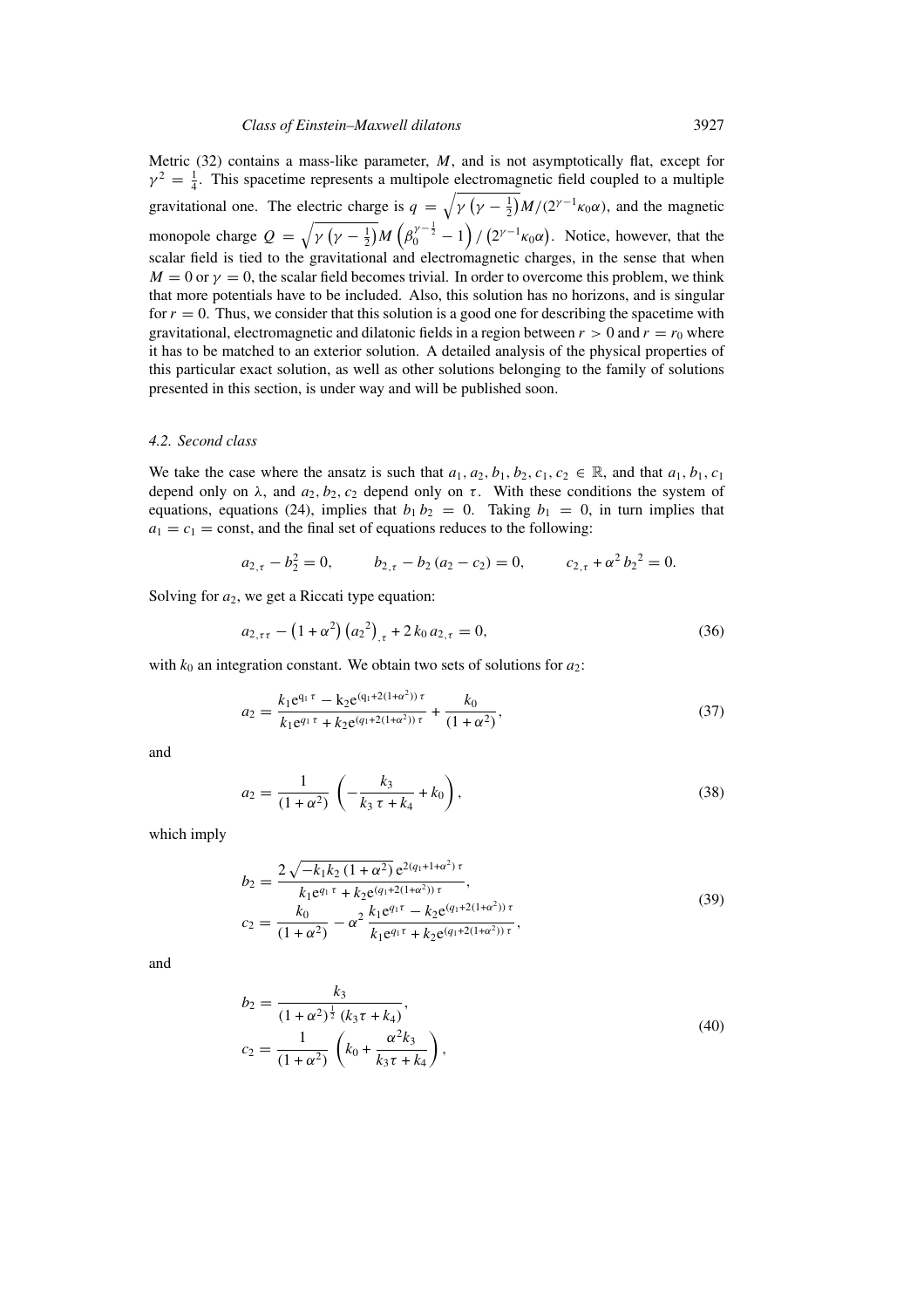Metric (32) contains a mass-like parameter, $M$, and is not asymptotically flat, except for $\gamma^2 = \frac{1}{4}$. This spacetime represents a multipole electromagnetic field coupled to a multiple gravitational one. The electric charge is $q = \sqrt{\gamma\left(\gamma - \frac{1}{2}\right)}M/(2^{\gamma-1}\kappa_0\alpha)$, and the magnetic monopole charge $Q = \sqrt{\gamma\left(\gamma - \frac{1}{2}\right)}M\left(\beta_0^{\gamma-\frac{1}{2}} - 1\right)/\left(2^{\gamma-1}\kappa_0\alpha\right)$. Notice, however, that the scalar field is tied to the gravitational and electromagnetic charges, in the sense that when $M = 0$ or $\gamma = 0$, the scalar field becomes trivial. In order to overcome this problem, we think that more potentials have to be included. Also, this solution has no horizons, and is singular for $r = 0$. Thus, we consider that this solution is a good one for describing the spacetime with gravitational, electromagnetic and dilatonic fields in a region between $r > 0$ and $r = r_0$ where it has to be matched to an exterior solution. A detailed analysis of the physical properties of this particular exact solution, as well as other solutions belonging to the family of solutions presented in this section, is under way and will be published soon.

### *4.2. Second class*

We take the case where the ansatz is such that $a_1, a_2, b_1, b_2, c_1, c_2 \in \mathbb{R}$, and that $a_1, b_1, c_1$ depend only on $\lambda$, and $a_2, b_2, c_2$ depend only on $\tau$. With these conditions the system of equations, equations (24), implies that $b_1 b_2 = 0$. Taking $b_1 = 0$, in turn implies that $a_1 = c_1 = \text{const}$, and the final set of equations reduces to the following:

$$a_{2,\tau} - b_2^2 = 0, \qquad b_{2,\tau} - b_2\left(a_2 - c_2\right) = 0, \qquad c_{2,\tau} + \alpha^2\, b_2{}^2 = 0.$$

Solving for $a_2$, we get a Riccati type equation:

$$a_{2,\tau\tau} - \left(1 + \alpha^2\right)\left(a_2{}^2\right)_{,\tau} + 2\,k_0\,a_{2,\tau} = 0, \tag{36}$$

with $k_0$ an integration constant. We obtain two sets of solutions for $a_2$:

$$a_2 = \frac{k_1 \mathrm{e}^{q_1\,\tau} - k_2 \mathrm{e}^{(q_1 + 2(1+\alpha^2))\,\tau}}{k_1 \mathrm{e}^{q_1\,\tau} + k_2 \mathrm{e}^{(q_1 + 2(1+\alpha^2))\,\tau}} + \frac{k_0}{(1+\alpha^2)}, \tag{37}$$

and

$$a_2 = \frac{1}{(1+\alpha^2)}\left(-\frac{k_3}{k_3\,\tau + k_4} + k_0\right), \tag{38}$$

which imply

$$\begin{aligned} b_2 &= \frac{2\sqrt{-k_1 k_2\left(1+\alpha^2\right)}\,\mathrm{e}^{2(q_1+1+\alpha^2)\,\tau}}{k_1 \mathrm{e}^{q_1\,\tau} + k_2 \mathrm{e}^{(q_1+2(1+\alpha^2))\,\tau}}, \\ c_2 &= \frac{k_0}{(1+\alpha^2)} - \alpha^2\,\frac{k_1 \mathrm{e}^{q_1\tau} - k_2 \mathrm{e}^{(q_1+2(1+\alpha^2))\,\tau}}{k_1 \mathrm{e}^{q_1\tau} + k_2 \mathrm{e}^{(q_1+2(1+\alpha^2))\,\tau}}, \end{aligned} \tag{39}$$

and

$$\begin{aligned} b_2 &= \frac{k_3}{(1+\alpha^2)^{\frac{1}{2}}\,(k_3\tau + k_4)}, \\ c_2 &= \frac{1}{(1+\alpha^2)}\left(k_0 + \frac{\alpha^2 k_3}{k_3\tau + k_4}\right), \end{aligned} \tag{40}$$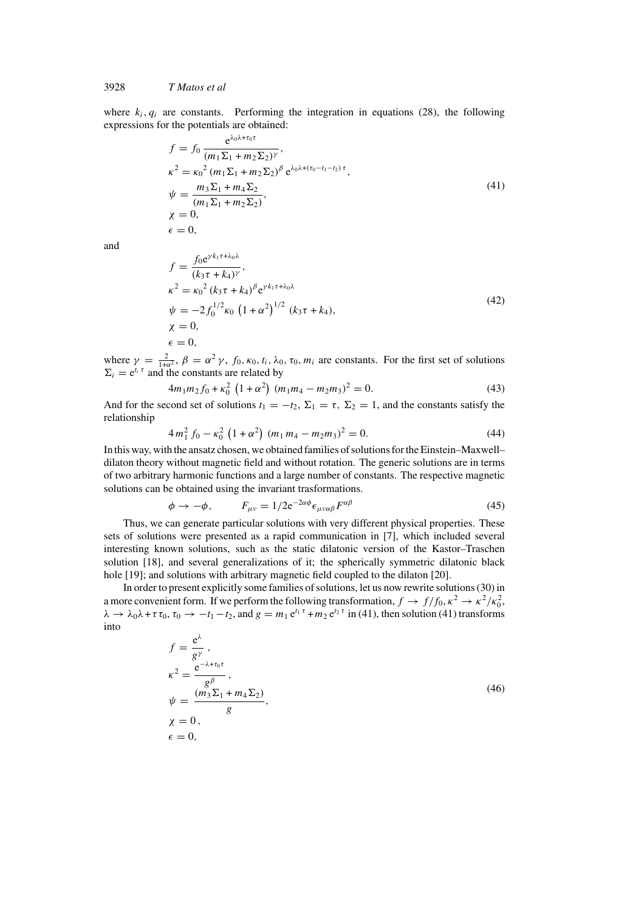where $k_i, q_i$ are constants. Performing the integration in equations (28), the following expressions for the potentials are obtained:

$$
\begin{aligned}
f &= f_0 \frac{\mathrm{e}^{\lambda_0 \lambda + \tau_0 \tau}}{(m_1 \Sigma_1 + m_2 \Sigma_2)^{\gamma}}, \\
\kappa^2 &= {\kappa_0}^2 \, (m_1 \Sigma_1 + m_2 \Sigma_2)^{\beta} \, \mathrm{e}^{\lambda_0 \lambda + (\tau_0 - t_1 - t_2)\, \tau}, \\
\psi &= \frac{m_3 \Sigma_1 + m_4 \Sigma_2}{(m_1 \Sigma_1 + m_2 \Sigma_2)}, \\
\chi &= 0, \\
\epsilon &= 0,
\end{aligned}
\tag{41}
$$

and

$$
\begin{aligned}
f &= \frac{f_0 \mathrm{e}^{\gamma k_1 \tau + \lambda_0 \lambda}}{(k_3 \tau + k_4)^{\gamma}}, \\
\kappa^2 &= {\kappa_0}^2 \, (k_3 \tau + k_4)^{\beta} \mathrm{e}^{\gamma k_1 \tau + \lambda_0 \lambda} \\
\psi &= -2 f_0^{1/2} \kappa_0 \left(1 + \alpha^2\right)^{1/2} \, (k_3 \tau + k_4), \\
\chi &= 0, \\
\epsilon &= 0,
\end{aligned}
\tag{42}
$$

where $\gamma = \frac{2}{1+\alpha^2}$, $\beta = \alpha^2 \gamma$, $f_0, \kappa_0, t_i, \lambda_0, \tau_0, m_i$ are constants. For the first set of solutions $\Sigma_i = \mathrm{e}^{t_i \tau}$ and the constants are related by

$$
4 m_1 m_2 f_0 + \kappa_0^2 \left(1 + \alpha^2\right) (m_1 m_4 - m_2 m_3)^2 = 0. \tag{43}
$$

And for the second set of solutions $t_1 = -t_2$, $\Sigma_1 = \tau$, $\Sigma_2 = 1$, and the constants satisfy the relationship

$$
4 \, m_1^2 \, f_0 - \kappa_0^2 \left(1 + \alpha^2\right) (m_1 \, m_4 - m_2 m_3)^2 = 0. \tag{44}
$$

In this way, with the ansatz chosen, we obtained families of solutions for the Einstein–Maxwell–dilaton theory without magnetic field and without rotation. The generic solutions are in terms of two arbitrary harmonic functions and a large number of constants. The respective magnetic solutions can be obtained using the invariant trasformations.

$$
\phi \to -\phi, \qquad F_{\mu\nu} = 1/2 \mathrm{e}^{-2\alpha\phi} \epsilon_{\mu\nu\alpha\beta} F^{\alpha\beta} \tag{45}
$$

Thus, we can generate particular solutions with very different physical properties. These sets of solutions were presented as a rapid communication in [7], which included several interesting known solutions, such as the static dilatonic version of the Kastor–Traschen solution [18], and several generalizations of it; the spherically symmetric dilatonic black hole [19]; and solutions with arbitrary magnetic field coupled to the dilaton [20].

In order to present explicitly some families of solutions, let us now rewrite solutions (30) in a more convenient form. If we perform the following transformation, $f \to f/f_0, \kappa^2 \to \kappa^2/\kappa_0^2$, $\lambda \to \lambda_0 \lambda + \tau \tau_0$, $\tau_0 \to -t_1 - t_2$, and $g = m_1 \, \mathrm{e}^{t_1 \tau} + m_2 \, \mathrm{e}^{t_2 \tau}$ in (41), then solution (41) transforms into

$$
\begin{aligned}
f &= \frac{\mathrm{e}^{\lambda}}{g^{\gamma}} \,, \\
\kappa^2 &= \frac{\mathrm{e}^{-\lambda + \tau_0 \tau}}{g^{\beta}} \,, \\
\psi &= \frac{(m_3 \Sigma_1 + m_4 \Sigma_2)}{g}, \\
\chi &= 0 \,, \\
\epsilon &= 0,
\end{aligned}
\tag{46}
$$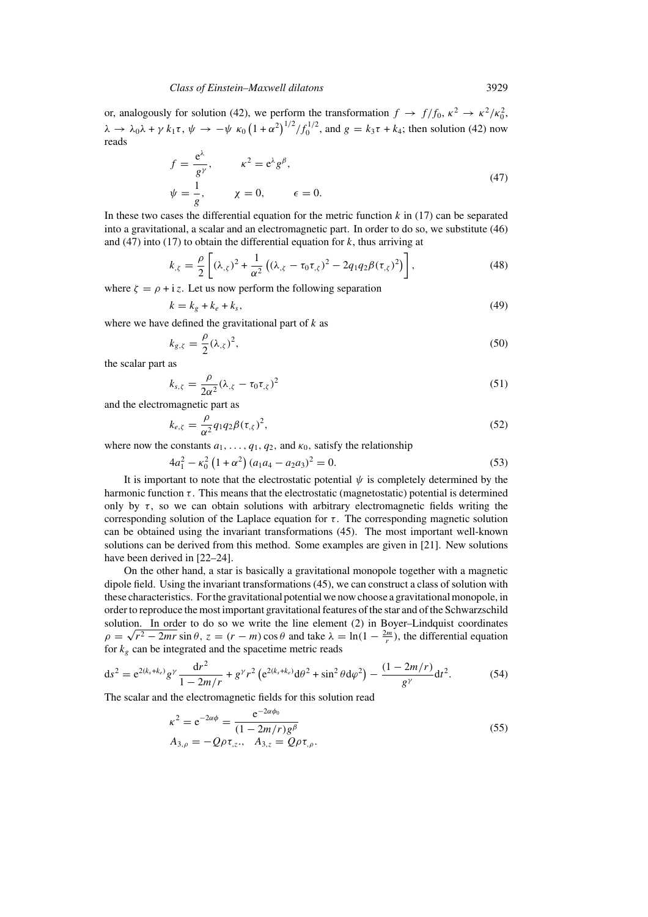or, analogously for solution (42), we perform the transformation $f \to f/f_0$, $\kappa^2 \to \kappa^2/\kappa_0^2$, $\lambda \to \lambda_0\lambda + \gamma\, k_1\tau$, $\psi \to -\psi\ \kappa_0 \left(1+\alpha^2\right)^{1/2}/f_0^{1/2}$, and $g = k_3\tau + k_4$; then solution (42) now reads

$$
\begin{aligned}
f &= \frac{\mathrm{e}^{\lambda}}{g^{\gamma}}, \qquad \kappa^2 = \mathrm{e}^{\lambda} g^{\beta}, \\
\psi &= \frac{1}{g}, \qquad \chi = 0, \qquad \epsilon = 0.
\end{aligned}
\tag{47}
$$

In these two cases the differential equation for the metric function $k$ in (17) can be separated into a gravitational, a scalar and an electromagnetic part. In order to do so, we substitute (46) and (47) into (17) to obtain the differential equation for $k$, thus arriving at

$$
k_{,\zeta} = \frac{\rho}{2}\left[(\lambda_{,\zeta})^2 + \frac{1}{\alpha^2}\left((\lambda_{,\zeta} - \tau_0\tau_{,\zeta})^2 - 2q_1q_2\beta(\tau_{,\zeta})^2\right)\right],
\tag{48}
$$

where $\zeta = \rho + \mathrm{i}\,z$. Let us now perform the following separation

$$
k = k_g + k_e + k_s,
\tag{49}
$$

where we have defined the gravitational part of $k$ as

$$
k_{g,\zeta} = \frac{\rho}{2}(\lambda_{,\zeta})^2,
\tag{50}
$$

the scalar part as

$$
k_{s,\zeta} = \frac{\rho}{2\alpha^2}(\lambda_{,\zeta} - \tau_0\tau_{,\zeta})^2
\tag{51}
$$

and the electromagnetic part as

$$
k_{e,\zeta} = \frac{\rho}{\alpha^2}q_1q_2\beta(\tau_{,\zeta})^2,
\tag{52}
$$

where now the constants $a_1, \ldots, q_1, q_2$, and $\kappa_0$, satisfy the relationship

$$
4a_1^2 - \kappa_0^2\left(1+\alpha^2\right)(a_1a_4 - a_2a_3)^2 = 0.
\tag{53}
$$

It is important to note that the electrostatic potential $\psi$ is completely determined by the harmonic function $\tau$. This means that the electrostatic (magnetostatic) potential is determined only by $\tau$, so we can obtain solutions with arbitrary electromagnetic fields writing the corresponding solution of the Laplace equation for $\tau$. The corresponding magnetic solution can be obtained using the invariant transformations (45). The most important well-known solutions can be derived from this method. Some examples are given in [21]. New solutions have been derived in [22–24].

On the other hand, a star is basically a gravitational monopole together with a magnetic dipole field. Using the invariant transformations (45), we can construct a class of solution with these characteristics. For the gravitational potential we now choose a gravitational monopole, in order to reproduce the most important gravitational features of the star and of the Schwarzschild solution. In order to do so we write the line element (2) in Boyer–Lindquist coordinates $\rho = \sqrt{r^2 - 2mr}\sin\theta$, $z = (r-m)\cos\theta$ and take $\lambda = \ln(1 - \frac{2m}{r})$, the differential equation for $k_g$ can be integrated and the spacetime metric reads

$$
\mathrm{d}s^2 = \mathrm{e}^{2(k_s+k_e)}g^{\gamma}\frac{\mathrm{d}r^2}{1-2m/r} + g^{\gamma}r^2\left(\mathrm{e}^{2(k_s+k_e)}\mathrm{d}\theta^2 + \sin^2\theta\,\mathrm{d}\varphi^2\right) - \frac{(1-2m/r)}{g^{\gamma}}\mathrm{d}t^2.
\tag{54}
$$

The scalar and the electromagnetic fields for this solution read

$$
\begin{aligned}
\kappa^2 &= \mathrm{e}^{-2\alpha\phi} = \frac{\mathrm{e}^{-2\alpha\phi_0}}{(1-2m/r)g^{\beta}} \\
A_{3,\rho} &= -Q\rho\tau_{,z}., \quad A_{3,z} = Q\rho\tau_{,\rho}.
\end{aligned}
\tag{55}
$$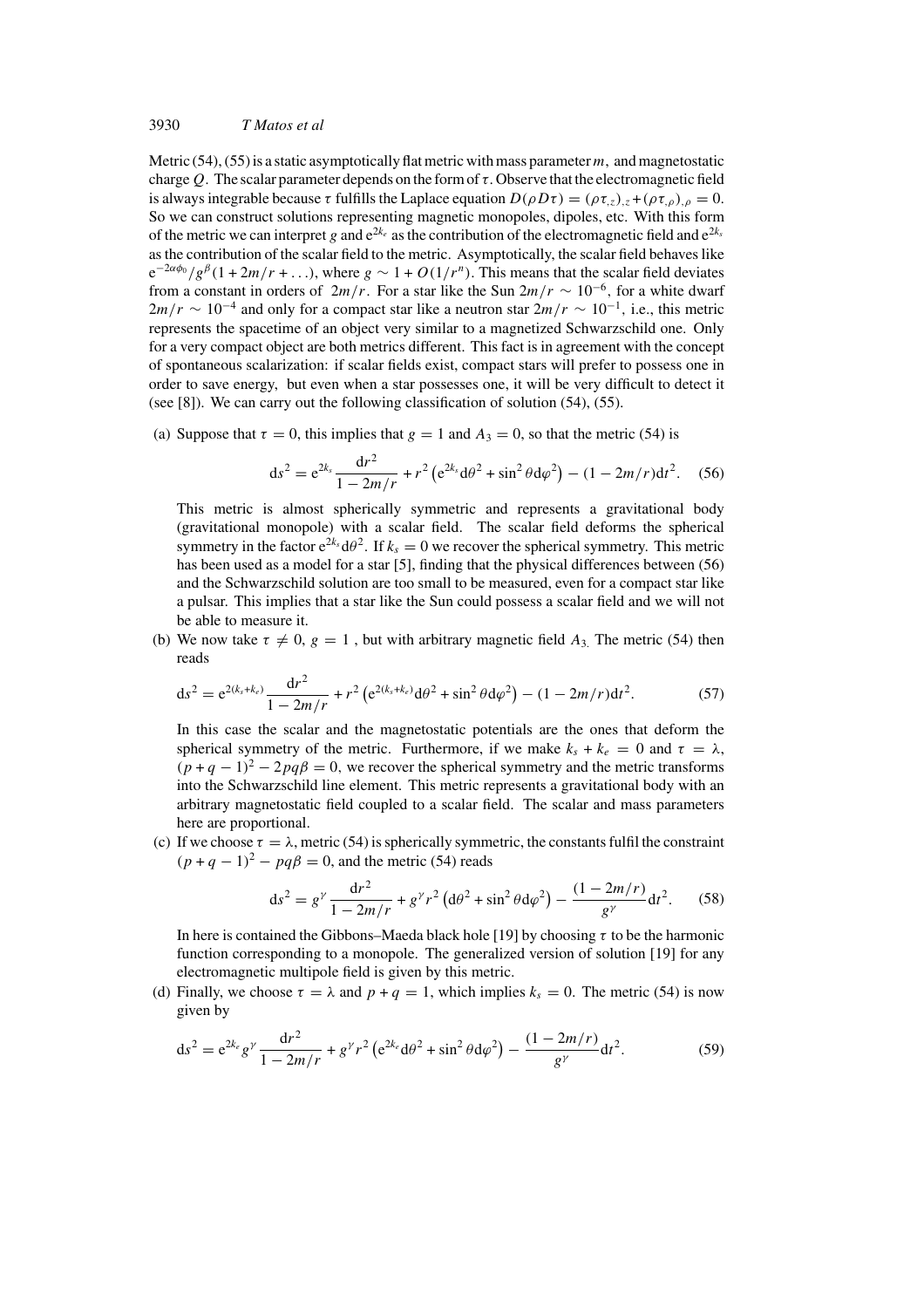Metric (54), (55) is a static asymptotically flat metric with mass parameter $m$, and magnetostatic charge $Q$. The scalar parameter depends on the form of $\tau$. Observe that the electromagnetic field is always integrable because $\tau$ fulfills the Laplace equation $D(\rho D\tau) = (\rho\tau_{,z})_{,z} + (\rho\tau_{,\rho})_{,\rho} = 0$. So we can construct solutions representing magnetic monopoles, dipoles, etc. With this form of the metric we can interpret $g$ and $e^{2k_e}$ as the contribution of the electromagnetic field and $e^{2k_s}$ as the contribution of the scalar field to the metric. Asymptotically, the scalar field behaves like $e^{-2\alpha\phi_0}/g^{\beta}(1 + 2m/r + \ldots)$, where $g \sim 1 + O(1/r^n)$. This means that the scalar field deviates from a constant in orders of $2m/r$. For a star like the Sun $2m/r \sim 10^{-6}$, for a white dwarf $2m/r \sim 10^{-4}$ and only for a compact star like a neutron star $2m/r \sim 10^{-1}$, i.e., this metric represents the spacetime of an object very similar to a magnetized Schwarzschild one. Only for a very compact object are both metrics different. This fact is in agreement with the concept of spontaneous scalarization: if scalar fields exist, compact stars will prefer to possess one in order to save energy, but even when a star possesses one, it will be very difficult to detect it (see [8]). We can carry out the following classification of solution (54), (55).

(a) Suppose that $\tau = 0$, this implies that $g = 1$ and $A_3 = 0$, so that the metric (54) is

$$ds^2 = e^{2k_s}\frac{dr^2}{1 - 2m/r} + r^2\left(e^{2k_s}d\theta^2 + \sin^2\theta d\varphi^2\right) - (1 - 2m/r)dt^2. \quad (56)$$

This metric is almost spherically symmetric and represents a gravitational body (gravitational monopole) with a scalar field. The scalar field deforms the spherical symmetry in the factor $e^{2k_s}d\theta^2$. If $k_s = 0$ we recover the spherical symmetry. This metric has been used as a model for a star [5], finding that the physical differences between (56) and the Schwarzschild solution are too small to be measured, even for a compact star like a pulsar. This implies that a star like the Sun could possess a scalar field and we will not be able to measure it.

(b) We now take $\tau \neq 0$, $g = 1$ , but with arbitrary magnetic field $A_3$. The metric (54) then reads

$$ds^2 = e^{2(k_s+k_e)}\frac{dr^2}{1 - 2m/r} + r^2\left(e^{2(k_s+k_e)}d\theta^2 + \sin^2\theta d\varphi^2\right) - (1 - 2m/r)dt^2. \quad (57)$$

In this case the scalar and the magnetostatic potentials are the ones that deform the spherical symmetry of the metric. Furthermore, if we make $k_s + k_e = 0$ and $\tau = \lambda$, $(p + q - 1)^2 - 2pq\beta = 0$, we recover the spherical symmetry and the metric transforms into the Schwarzschild line element. This metric represents a gravitational body with an arbitrary magnetostatic field coupled to a scalar field. The scalar and mass parameters here are proportional.

(c) If we choose $\tau = \lambda$, metric (54) is spherically symmetric, the constants fulfil the constraint $(p + q - 1)^2 - pq\beta = 0$, and the metric (54) reads

$$ds^2 = g^{\gamma}\frac{dr^2}{1 - 2m/r} + g^{\gamma}r^2\left(d\theta^2 + \sin^2\theta d\varphi^2\right) - \frac{(1 - 2m/r)}{g^{\gamma}}dt^2. \quad (58)$$

In here is contained the Gibbons–Maeda black hole [19] by choosing $\tau$ to be the harmonic function corresponding to a monopole. The generalized version of solution [19] for any electromagnetic multipole field is given by this metric.

(d) Finally, we choose $\tau = \lambda$ and $p + q = 1$, which implies $k_s = 0$. The metric (54) is now given by

$$ds^2 = e^{2k_e}g^{\gamma}\frac{dr^2}{1 - 2m/r} + g^{\gamma}r^2\left(e^{2k_e}d\theta^2 + \sin^2\theta d\varphi^2\right) - \frac{(1 - 2m/r)}{g^{\gamma}}dt^2. \quad (59)$$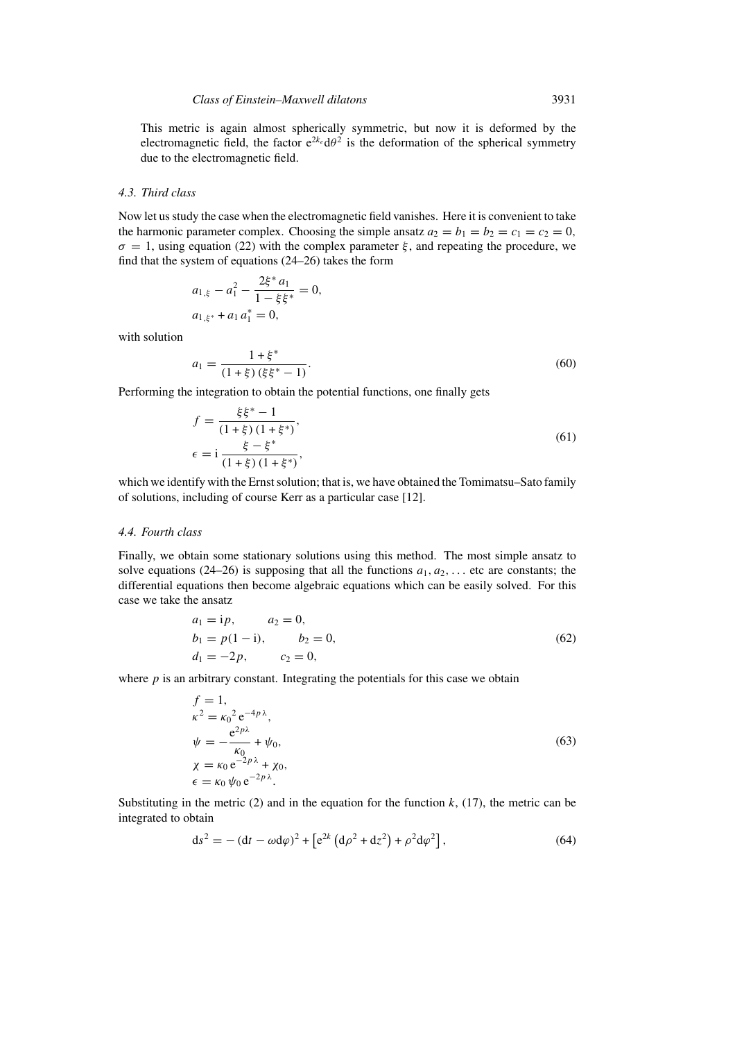This metric is again almost spherically symmetric, but now it is deformed by the electromagnetic field, the factor $e^{2k_c}d\theta^2$ is the deformation of the spherical symmetry due to the electromagnetic field.

### 4.3. Third class

Now let us study the case when the electromagnetic field vanishes. Here it is convenient to take the harmonic parameter complex. Choosing the simple ansatz $a_2 = b_1 = b_2 = c_1 = c_2 = 0$, $\sigma = 1$, using equation (22) with the complex parameter $\xi$, and repeating the procedure, we find that the system of equations (24–26) takes the form

$$
\begin{aligned}
&a_{1,\xi} - a_1^2 - \frac{2\xi^* a_1}{1 - \xi\xi^*} = 0, \\
&a_{1,\xi^*} + a_1\, a_1^* = 0,
\end{aligned}
$$

with solution

$$
a_1 = \frac{1 + \xi^*}{(1 + \xi)\,(\xi\xi^* - 1)}. \tag{60}
$$

Performing the integration to obtain the potential functions, one finally gets

$$
\begin{aligned}
f &= \frac{\xi\xi^* - 1}{(1 + \xi)\,(1 + \xi^*)}, \\
\epsilon &= \mathrm{i}\,\frac{\xi - \xi^*}{(1 + \xi)\,(1 + \xi^*)},
\end{aligned} \tag{61}
$$

which we identify with the Ernst solution; that is, we have obtained the Tomimatsu–Sato family of solutions, including of course Kerr as a particular case [12].

### 4.4. Fourth class

Finally, we obtain some stationary solutions using this method. The most simple ansatz to solve equations (24–26) is supposing that all the functions $a_1, a_2, \ldots$ etc are constants; the differential equations then become algebraic equations which can be easily solved. For this case we take the ansatz

$$
\begin{aligned}
a_1 &= \mathrm{i}p, & a_2 &= 0, \\
b_1 &= p(1 - \mathrm{i}), & b_2 &= 0, \\
d_1 &= -2p, & c_2 &= 0,
\end{aligned} \tag{62}
$$

where $p$ is an arbitrary constant. Integrating the potentials for this case we obtain

$$
\begin{aligned}
f &= 1, \\
\kappa^2 &= {\kappa_0}^2\, \mathrm{e}^{-4p\,\lambda}, \\
\psi &= -\frac{\mathrm{e}^{2p\lambda}}{\kappa_0} + \psi_0, \\
\chi &= \kappa_0\, \mathrm{e}^{-2p\,\lambda} + \chi_0, \\
\epsilon &= \kappa_0\, \psi_0\, \mathrm{e}^{-2p\,\lambda}.
\end{aligned} \tag{63}
$$

Substituting in the metric (2) and in the equation for the function $k$, (17), the metric can be integrated to obtain

$$
\mathrm{d}s^2 = -\,(\mathrm{d}t - \omega \mathrm{d}\varphi)^2 + \left[\mathrm{e}^{2k}\left(\mathrm{d}\rho^2 + \mathrm{d}z^2\right) + \rho^2 \mathrm{d}\varphi^2\right], \tag{64}
$$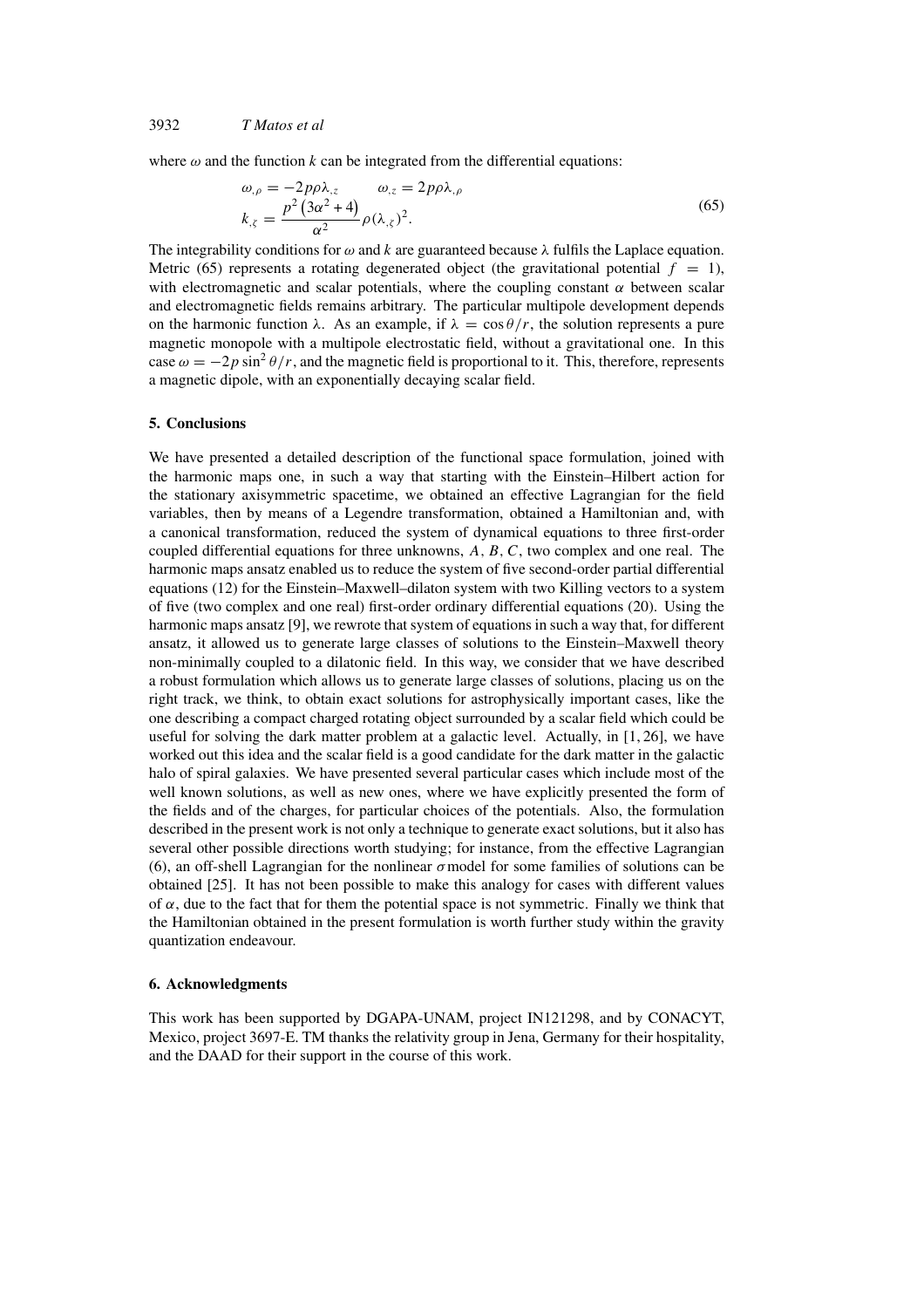where $\omega$ and the function $k$ can be integrated from the differential equations:

$$
\begin{aligned}
&\omega_{,\rho} = -2p\rho\lambda_{,z} \qquad \omega_{,z} = 2p\rho\lambda_{,\rho} \\
&k_{,\zeta} = \frac{p^2\left(3\alpha^2+4\right)}{\alpha^2}\rho(\lambda_{,\zeta})^2.
\end{aligned}
\tag{65}
$$

The integrability conditions for $\omega$ and $k$ are guaranteed because $\lambda$ fulfils the Laplace equation. Metric (65) represents a rotating degenerated object (the gravitational potential $f = 1$), with electromagnetic and scalar potentials, where the coupling constant $\alpha$ between scalar and electromagnetic fields remains arbitrary. The particular multipole development depends on the harmonic function $\lambda$. As an example, if $\lambda = \cos\theta/r$, the solution represents a pure magnetic monopole with a multipole electrostatic field, without a gravitational one. In this case $\omega = -2p\sin^2\theta/r$, and the magnetic field is proportional to it. This, therefore, represents a magnetic dipole, with an exponentially decaying scalar field.

## 5. Conclusions

We have presented a detailed description of the functional space formulation, joined with the harmonic maps one, in such a way that starting with the Einstein–Hilbert action for the stationary axisymmetric spacetime, we obtained an effective Lagrangian for the field variables, then by means of a Legendre transformation, obtained a Hamiltonian and, with a canonical transformation, reduced the system of dynamical equations to three first-order coupled differential equations for three unknowns, $A$, $B$, $C$, two complex and one real. The harmonic maps ansatz enabled us to reduce the system of five second-order partial differential equations (12) for the Einstein–Maxwell–dilaton system with two Killing vectors to a system of five (two complex and one real) first-order ordinary differential equations (20). Using the harmonic maps ansatz [9], we rewrote that system of equations in such a way that, for different ansatz, it allowed us to generate large classes of solutions to the Einstein–Maxwell theory non-minimally coupled to a dilatonic field. In this way, we consider that we have described a robust formulation which allows us to generate large classes of solutions, placing us on the right track, we think, to obtain exact solutions for astrophysically important cases, like the one describing a compact charged rotating object surrounded by a scalar field which could be useful for solving the dark matter problem at a galactic level. Actually, in [1, 26], we have worked out this idea and the scalar field is a good candidate for the dark matter in the galactic halo of spiral galaxies. We have presented several particular cases which include most of the well known solutions, as well as new ones, where we have explicitly presented the form of the fields and of the charges, for particular choices of the potentials. Also, the formulation described in the present work is not only a technique to generate exact solutions, but it also has several other possible directions worth studying; for instance, from the effective Lagrangian (6), an off-shell Lagrangian for the nonlinear $\sigma$ model for some families of solutions can be obtained [25]. It has not been possible to make this analogy for cases with different values of $\alpha$, due to the fact that for them the potential space is not symmetric. Finally we think that the Hamiltonian obtained in the present formulation is worth further study within the gravity quantization endeavour.

## 6. Acknowledgments

This work has been supported by DGAPA-UNAM, project IN121298, and by CONACYT, Mexico, project 3697-E. TM thanks the relativity group in Jena, Germany for their hospitality, and the DAAD for their support in the course of this work.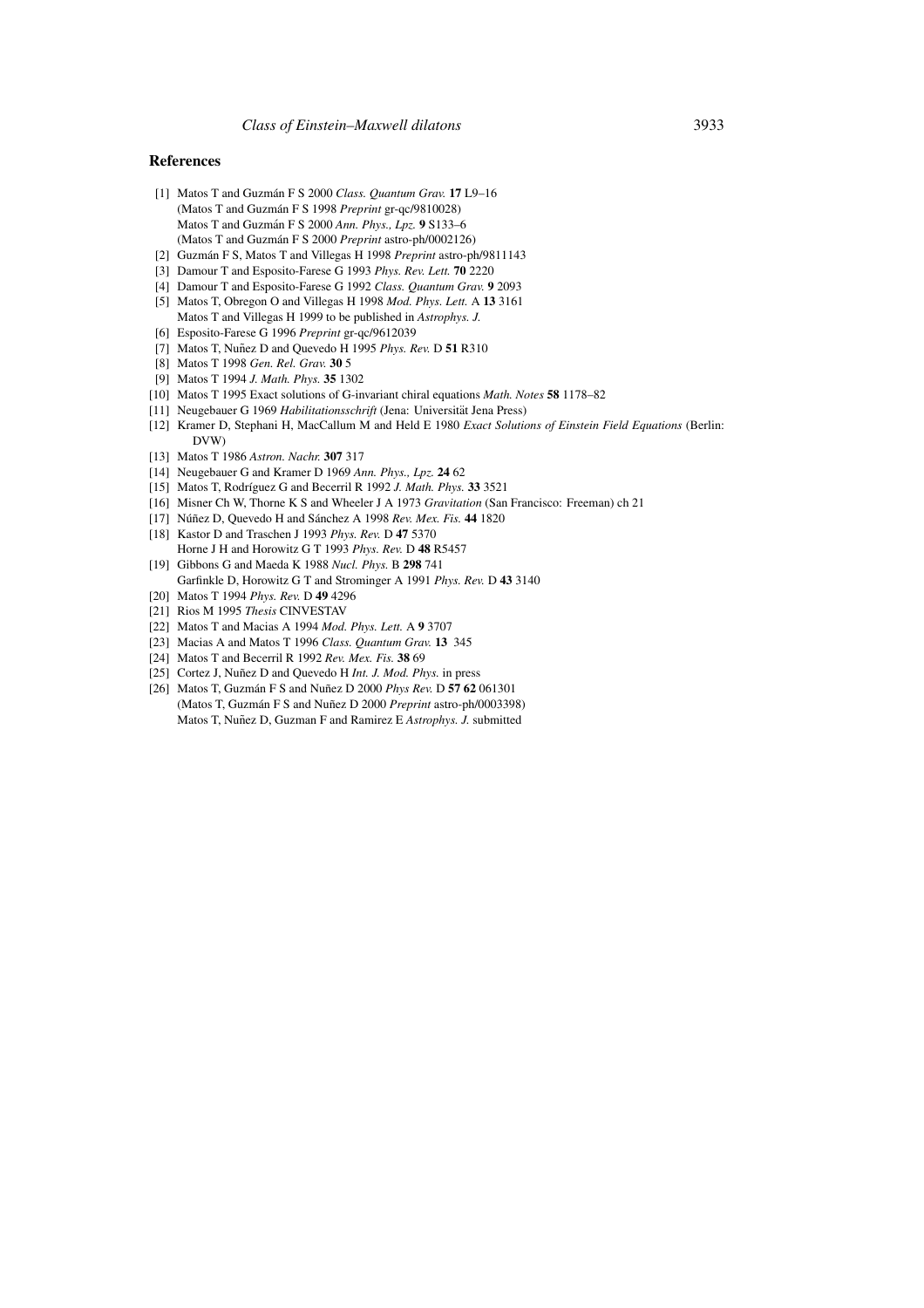## References

[1] Matos T and Guzmán F S 2000 *Class. Quantum Grav.* **17** L9–16
(Matos T and Guzmán F S 1998 *Preprint* gr-qc/9810028)
Matos T and Guzmán F S 2000 *Ann. Phys., Lpz.* **9** S133–6
(Matos T and Guzmán F S 2000 *Preprint* astro-ph/0002126)

[2] Guzmán F S, Matos T and Villegas H 1998 *Preprint* astro-ph/9811143

[3] Damour T and Esposito-Farese G 1993 *Phys. Rev. Lett.* **70** 2220

[4] Damour T and Esposito-Farese G 1992 *Class. Quantum Grav.* **9** 2093

[5] Matos T, Obregon O and Villegas H 1998 *Mod. Phys. Lett.* A **13** 3161
Matos T and Villegas H 1999 to be published in *Astrophys. J.*

[6] Esposito-Farese G 1996 *Preprint* gr-qc/9612039

[7] Matos T, Nuñez D and Quevedo H 1995 *Phys. Rev.* D **51** R310

[8] Matos T 1998 *Gen. Rel. Grav.* **30** 5

[9] Matos T 1994 *J. Math. Phys.* **35** 1302

[10] Matos T 1995 Exact solutions of G-invariant chiral equations *Math. Notes* **58** 1178–82

[11] Neugebauer G 1969 *Habilitationsschrift* (Jena: Universität Jena Press)

[12] Kramer D, Stephani H, MacCallum M and Held E 1980 *Exact Solutions of Einstein Field Equations* (Berlin: DVW)

[13] Matos T 1986 *Astron. Nachr.* **307** 317

[14] Neugebauer G and Kramer D 1969 *Ann. Phys., Lpz.* **24** 62

[15] Matos T, Rodríguez G and Becerril R 1992 *J. Math. Phys.* **33** 3521

[16] Misner Ch W, Thorne K S and Wheeler J A 1973 *Gravitation* (San Francisco: Freeman) ch 21

[17] Núñez D, Quevedo H and Sánchez A 1998 *Rev. Mex. Fis.* **44** 1820

[18] Kastor D and Traschen J 1993 *Phys. Rev.* D **47** 5370
Horne J H and Horowitz G T 1993 *Phys. Rev.* D **48** R5457

[19] Gibbons G and Maeda K 1988 *Nucl. Phys.* B **298** 741
Garfinkle D, Horowitz G T and Strominger A 1991 *Phys. Rev.* D **43** 3140

[20] Matos T 1994 *Phys. Rev.* D **49** 4296

[21] Rios M 1995 *Thesis* CINVESTAV

[22] Matos T and Macias A 1994 *Mod. Phys. Lett.* A **9** 3707

[23] Macias A and Matos T 1996 *Class. Quantum Grav.* **13** 345

[24] Matos T and Becerril R 1992 *Rev. Mex. Fis.* **38** 69

[25] Cortez J, Nuñez D and Quevedo H *Int. J. Mod. Phys.* in press

[26] Matos T, Guzmán F S and Nuñez D 2000 *Phys Rev.* D **57 62** 061301
(Matos T, Guzmán F S and Nuñez D 2000 *Preprint* astro-ph/0003398)
Matos T, Nuñez D, Guzman F and Ramirez E *Astrophys. J.* submitted